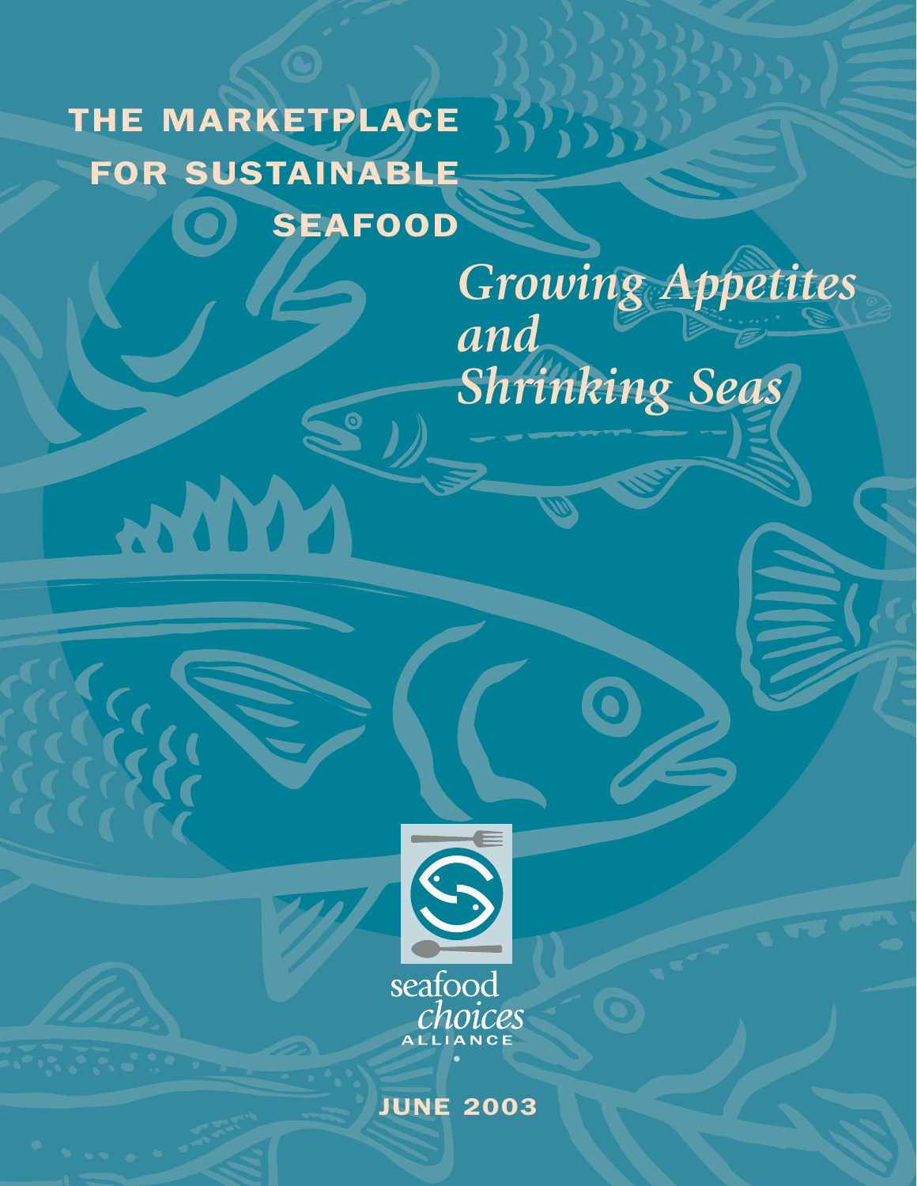# THE MARKETPLACE FOR SUSTAINABLE SEAFOOD

## *Growing Appetites and Shrinking Seas*

seafood *choices* ALLIANCE

JUNE 2003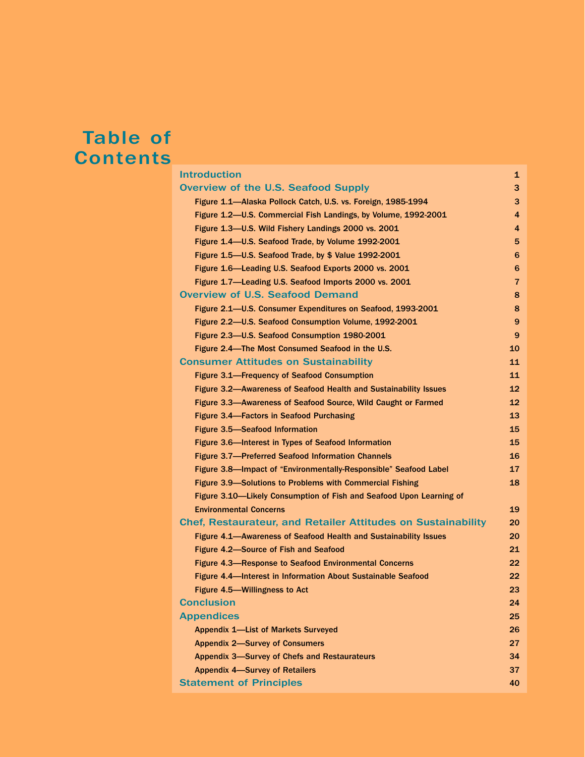# Table of Contents

| | |
|---|---|
| **Introduction** | 1 |
| **Overview of the U.S. Seafood Supply** | 3 |
| Figure 1.1—Alaska Pollock Catch, U.S. vs. Foreign, 1985-1994 | 3 |
| Figure 1.2—U.S. Commercial Fish Landings, by Volume, 1992-2001 | 4 |
| Figure 1.3—U.S. Wild Fishery Landings 2000 vs. 2001 | 4 |
| Figure 1.4—U.S. Seafood Trade, by Volume 1992-2001 | 5 |
| Figure 1.5—U.S. Seafood Trade, by $ Value 1992-2001 | 6 |
| Figure 1.6—Leading U.S. Seafood Exports 2000 vs. 2001 | 6 |
| Figure 1.7—Leading U.S. Seafood Imports 2000 vs. 2001 | 7 |
| **Overview of U.S. Seafood Demand** | 8 |
| Figure 2.1—U.S. Consumer Expenditures on Seafood, 1993-2001 | 8 |
| Figure 2.2—U.S. Seafood Consumption Volume, 1992-2001 | 9 |
| Figure 2.3—U.S. Seafood Consumption 1980-2001 | 9 |
| Figure 2.4—The Most Consumed Seafood in the U.S. | 10 |
| **Consumer Attitudes on Sustainability** | 11 |
| Figure 3.1—Frequency of Seafood Consumption | 11 |
| Figure 3.2—Awareness of Seafood Health and Sustainability Issues | 12 |
| Figure 3.3—Awareness of Seafood Source, Wild Caught or Farmed | 12 |
| Figure 3.4—Factors in Seafood Purchasing | 13 |
| Figure 3.5—Seafood Information | 15 |
| Figure 3.6—Interest in Types of Seafood Information | 15 |
| Figure 3.7—Preferred Seafood Information Channels | 16 |
| Figure 3.8—Impact of "Environmentally-Responsible" Seafood Label | 17 |
| Figure 3.9—Solutions to Problems with Commercial Fishing | 18 |
| Figure 3.10—Likely Consumption of Fish and Seafood Upon Learning of Environmental Concerns | 19 |
| **Chef, Restaurateur, and Retailer Attitudes on Sustainability** | 20 |
| Figure 4.1—Awareness of Seafood Health and Sustainability Issues | 20 |
| Figure 4.2—Source of Fish and Seafood | 21 |
| Figure 4.3—Response to Seafood Environmental Concerns | 22 |
| Figure 4.4—Interest in Information About Sustainable Seafood | 22 |
| Figure 4.5—Willingness to Act | 23 |
| **Conclusion** | 24 |
| **Appendices** | 25 |
| Appendix 1—List of Markets Surveyed | 26 |
| Appendix 2—Survey of Consumers | 27 |
| Appendix 3—Survey of Chefs and Restaurateurs | 34 |
| Appendix 4—Survey of Retailers | 37 |
| **Statement of Principles** | 40 |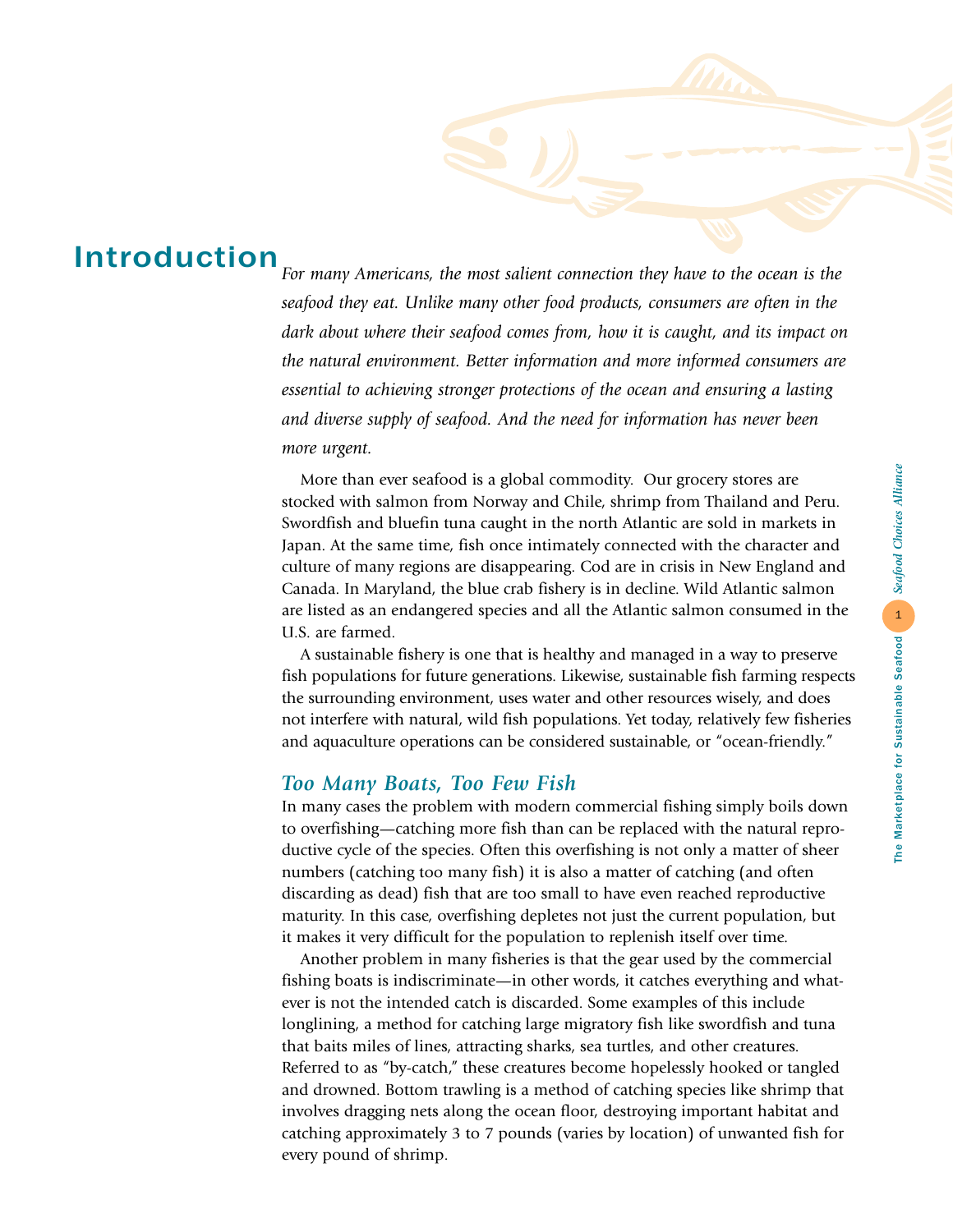# Introduction

*For many Americans, the most salient connection they have to the ocean is the seafood they eat. Unlike many other food products, consumers are often in the dark about where their seafood comes from, how it is caught, and its impact on the natural environment. Better information and more informed consumers are essential to achieving stronger protections of the ocean and ensuring a lasting and diverse supply of seafood. And the need for information has never been more urgent.*

More than ever seafood is a global commodity. Our grocery stores are stocked with salmon from Norway and Chile, shrimp from Thailand and Peru. Swordfish and bluefin tuna caught in the north Atlantic are sold in markets in Japan. At the same time, fish once intimately connected with the character and culture of many regions are disappearing. Cod are in crisis in New England and Canada. In Maryland, the blue crab fishery is in decline. Wild Atlantic salmon are listed as an endangered species and all the Atlantic salmon consumed in the U.S. are farmed.

A sustainable fishery is one that is healthy and managed in a way to preserve fish populations for future generations. Likewise, sustainable fish farming respects the surrounding environment, uses water and other resources wisely, and does not interfere with natural, wild fish populations. Yet today, relatively few fisheries and aquaculture operations can be considered sustainable, or "ocean-friendly."

## *Too Many Boats, Too Few Fish*

In many cases the problem with modern commercial fishing simply boils down to overfishing—catching more fish than can be replaced with the natural reproductive cycle of the species. Often this overfishing is not only a matter of sheer numbers (catching too many fish) it is also a matter of catching (and often discarding as dead) fish that are too small to have even reached reproductive maturity. In this case, overfishing depletes not just the current population, but it makes it very difficult for the population to replenish itself over time.

Another problem in many fisheries is that the gear used by the commercial fishing boats is indiscriminate—in other words, it catches everything and whatever is not the intended catch is discarded. Some examples of this include longlining, a method for catching large migratory fish like swordfish and tuna that baits miles of lines, attracting sharks, sea turtles, and other creatures. Referred to as "by-catch," these creatures become hopelessly hooked or tangled and drowned. Bottom trawling is a method of catching species like shrimp that involves dragging nets along the ocean floor, destroying important habitat and catching approximately 3 to 7 pounds (varies by location) of unwanted fish for every pound of shrimp.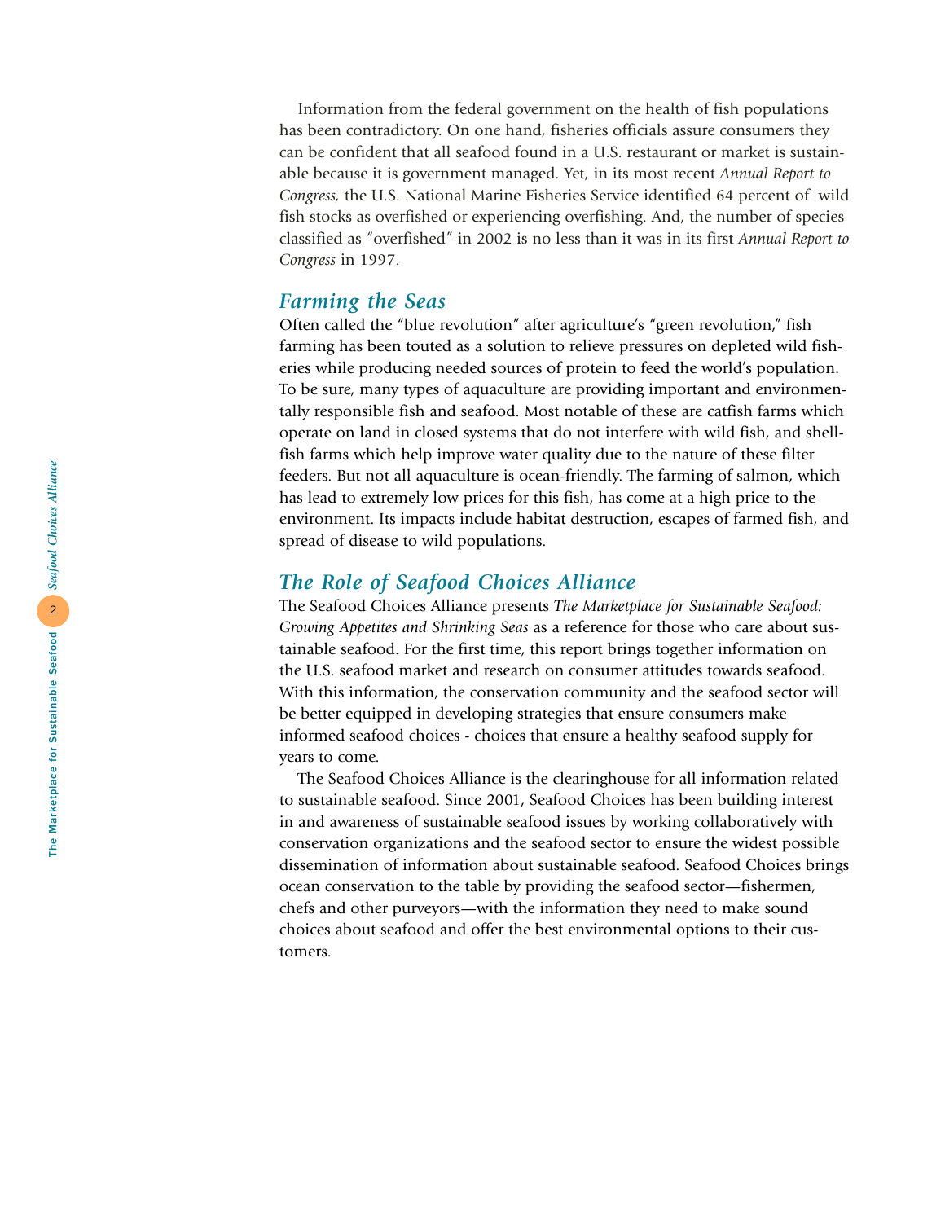Information from the federal government on the health of fish populations has been contradictory. On one hand, fisheries officials assure consumers they can be confident that all seafood found in a U.S. restaurant or market is sustainable because it is government managed. Yet, in its most recent *Annual Report to Congress,* the U.S. National Marine Fisheries Service identified 64 percent of wild fish stocks as overfished or experiencing overfishing. And, the number of species classified as "overfished" in 2002 is no less than it was in its first *Annual Report to Congress* in 1997.

## *Farming the Seas*

Often called the "blue revolution" after agriculture's "green revolution," fish farming has been touted as a solution to relieve pressures on depleted wild fisheries while producing needed sources of protein to feed the world's population. To be sure, many types of aquaculture are providing important and environmentally responsible fish and seafood. Most notable of these are catfish farms which operate on land in closed systems that do not interfere with wild fish, and shellfish farms which help improve water quality due to the nature of these filter feeders. But not all aquaculture is ocean-friendly. The farming of salmon, which has lead to extremely low prices for this fish, has come at a high price to the environment. Its impacts include habitat destruction, escapes of farmed fish, and spread of disease to wild populations.

## *The Role of Seafood Choices Alliance*

The Seafood Choices Alliance presents *The Marketplace for Sustainable Seafood: Growing Appetites and Shrinking Seas* as a reference for those who care about sustainable seafood. For the first time, this report brings together information on the U.S. seafood market and research on consumer attitudes towards seafood. With this information, the conservation community and the seafood sector will be better equipped in developing strategies that ensure consumers make informed seafood choices - choices that ensure a healthy seafood supply for years to come.

The Seafood Choices Alliance is the clearinghouse for all information related to sustainable seafood. Since 2001, Seafood Choices has been building interest in and awareness of sustainable seafood issues by working collaboratively with conservation organizations and the seafood sector to ensure the widest possible dissemination of information about sustainable seafood. Seafood Choices brings ocean conservation to the table by providing the seafood sector—fishermen, chefs and other purveyors—with the information they need to make sound choices about seafood and offer the best environmental options to their customers.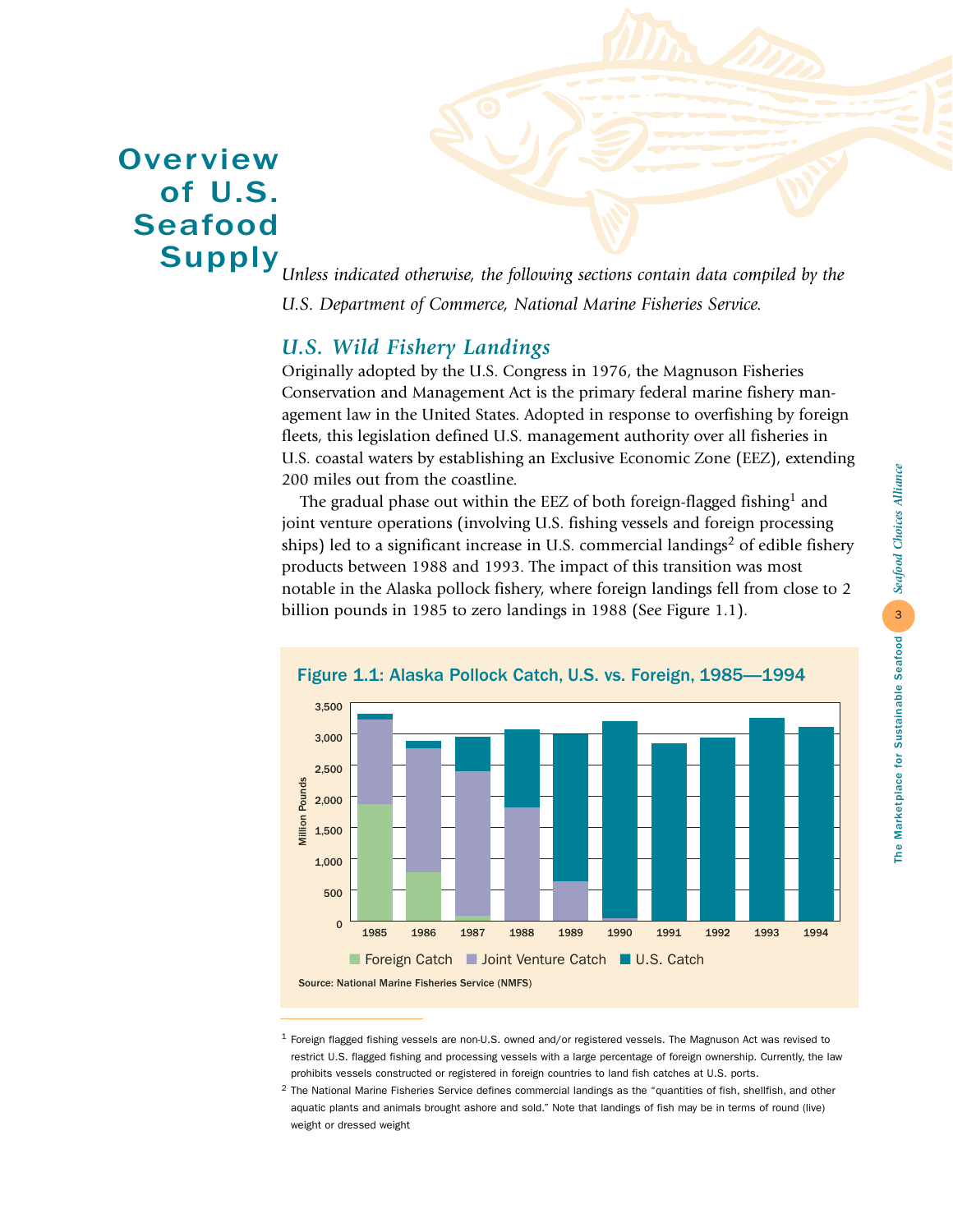# Overview of U.S. Seafood Supply

*Unless indicated otherwise, the following sections contain data compiled by the U.S. Department of Commerce, National Marine Fisheries Service.*

## *U.S. Wild Fishery Landings*

Originally adopted by the U.S. Congress in 1976, the Magnuson Fisheries Conservation and Management Act is the primary federal marine fishery management law in the United States. Adopted in response to overfishing by foreign fleets, this legislation defined U.S. management authority over all fisheries in U.S. coastal waters by establishing an Exclusive Economic Zone (EEZ), extending 200 miles out from the coastline.

The gradual phase out within the EEZ of both foreign-flagged fishing[1] and joint venture operations (involving U.S. fishing vessels and foreign processing ships) led to a significant increase in U.S. commercial landings[2] of edible fishery products between 1988 and 1993. The impact of this transition was most notable in the Alaska pollock fishery, where foreign landings fell from close to 2 billion pounds in 1985 to zero landings in 1988 (See Figure 1.1).

**Figure 1.1: Alaska Pollock Catch, U.S. vs. Foreign, 1985—1994**

Legend: Foreign Catch, Joint Venture Catch, U.S. Catch. Y-axis: Million Pounds (0–3,500). X-axis: 1985–1994.

Source: National Marine Fisheries Service (NMFS)

---

[1] Foreign flagged fishing vessels are non-U.S. owned and/or registered vessels. The Magnuson Act was revised to restrict U.S. flagged fishing and processing vessels with a large percentage of foreign ownership. Currently, the law prohibits vessels constructed or registered in foreign countries to land fish catches at U.S. ports.

[2] The National Marine Fisheries Service defines commercial landings as the "quantities of fish, shellfish, and other aquatic plants and animals brought ashore and sold." Note that landings of fish may be in terms of round (live) weight or dressed weight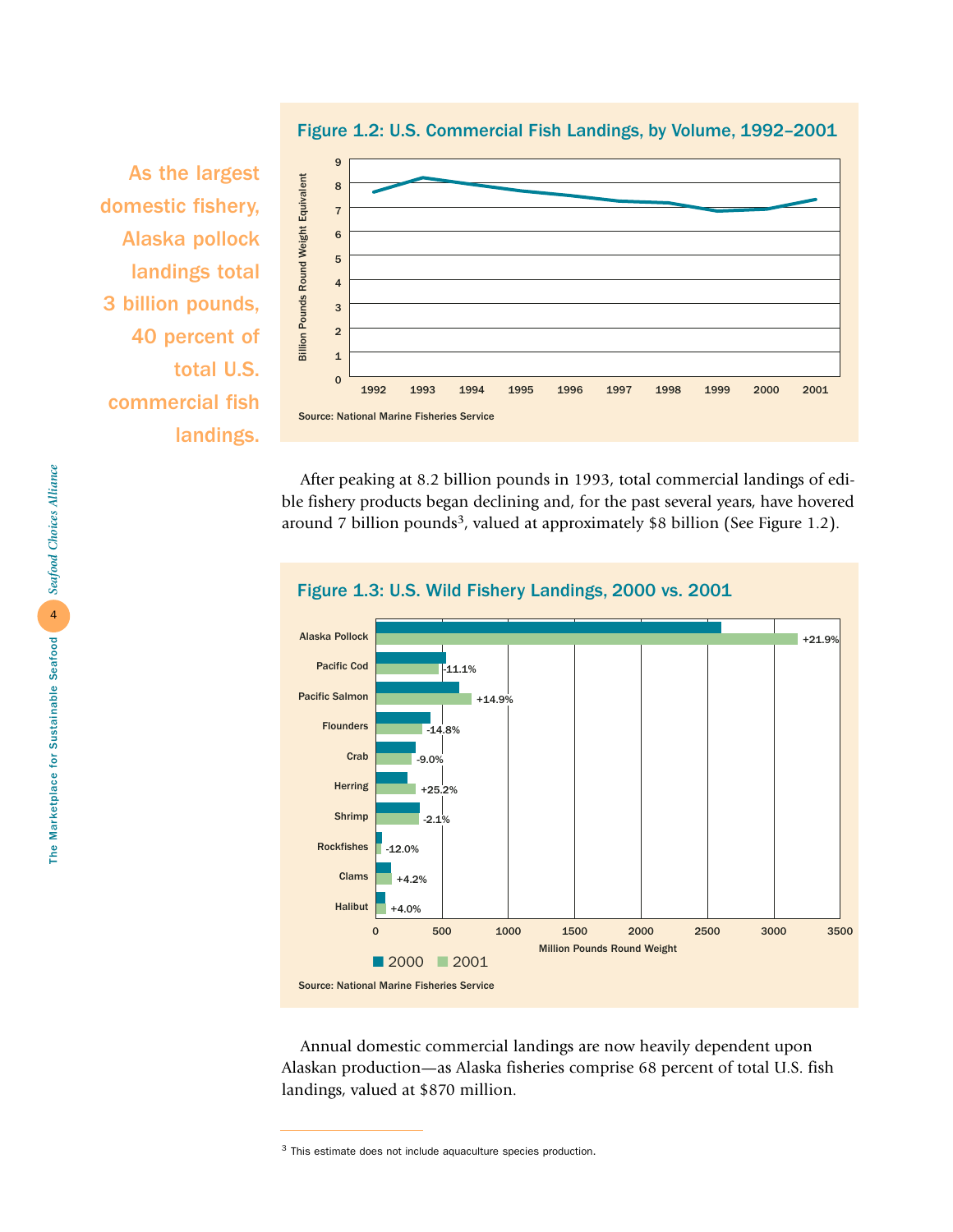As the largest domestic fishery, Alaska pollock landings total 3 billion pounds, 40 percent of total U.S. commercial fish landings.

### Figure 1.2: U.S. Commercial Fish Landings, by Volume, 1992–2001

Billion Pounds Round Weight Equivalent

Source: National Marine Fisheries Service

After peaking at 8.2 billion pounds in 1993, total commercial landings of edible fishery products began declining and, for the past several years, have hovered around 7 billion pounds[3], valued at approximately $8 billion (See Figure 1.2).

### Figure 1.3: U.S. Wild Fishery Landings, 2000 vs. 2001

| Species | Change 2000 vs. 2001 |
|---|---|
| Alaska Pollock | +21.9% |
| Pacific Cod | -11.1% |
| Pacific Salmon | +14.9% |
| Flounders | -14.8% |
| Crab | -9.0% |
| Herring | +25.2% |
| Shrimp | -2.1% |
| Rockfishes | -12.0% |
| Clams | +4.2% |
| Halibut | +4.0% |

Million Pounds Round Weight

Source: National Marine Fisheries Service

Annual domestic commercial landings are now heavily dependent upon Alaskan production—as Alaska fisheries comprise 68 percent of total U.S. fish landings, valued at $870 million.

[3] This estimate does not include aquaculture species production.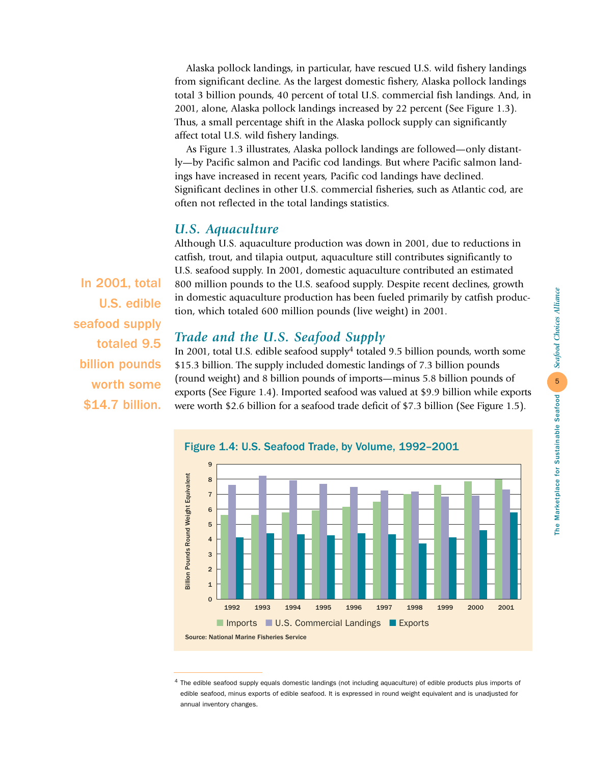Alaska pollock landings, in particular, have rescued U.S. wild fishery landings from significant decline. As the largest domestic fishery, Alaska pollock landings total 3 billion pounds, 40 percent of total U.S. commercial fish landings. And, in 2001, alone, Alaska pollock landings increased by 22 percent (See Figure 1.3). Thus, a small percentage shift in the Alaska pollock supply can significantly affect total U.S. wild fishery landings.

As Figure 1.3 illustrates, Alaska pollock landings are followed—only distantly—by Pacific salmon and Pacific cod landings. But where Pacific salmon landings have increased in recent years, Pacific cod landings have declined. Significant declines in other U.S. commercial fisheries, such as Atlantic cod, are often not reflected in the total landings statistics.

## *U.S. Aquaculture*

Although U.S. aquaculture production was down in 2001, due to reductions in catfish, trout, and tilapia output, aquaculture still contributes significantly to U.S. seafood supply. In 2001, domestic aquaculture contributed an estimated 800 million pounds to the U.S. seafood supply. Despite recent declines, growth in domestic aquaculture production has been fueled primarily by catfish production, which totaled 600 million pounds (live weight) in 2001.

**In 2001, total U.S. edible seafood supply totaled 9.5 billion pounds worth some $14.7 billion.**

## *Trade and the U.S. Seafood Supply*

In 2001, total U.S. edible seafood supply[4] totaled 9.5 billion pounds, worth some $15.3 billion. The supply included domestic landings of 7.3 billion pounds (round weight) and 8 billion pounds of imports—minus 5.8 billion pounds of exports (See Figure 1.4). Imported seafood was valued at $9.9 billion while exports were worth $2.6 billion for a seafood trade deficit of $7.3 billion (See Figure 1.5).

**Figure 1.4: U.S. Seafood Trade, by Volume, 1992–2001**

Billion Pounds Round Weight Equivalent

| Year | Imports | U.S. Commercial Landings | Exports |
|---|---|---|---|
| 1992 | 5.6 | 7.6 | 4.1 |
| 1993 | 5.6 | 8.2 | 4.4 |
| 1994 | 5.8 | 7.9 | 4.3 |
| 1995 | 5.9 | 7.7 | 4.2 |
| 1996 | 6.2 | 7.5 | 4.4 |
| 1997 | 6.5 | 7.2 | 4.3 |
| 1998 | 7.0 | 7.2 | 3.7 |
| 1999 | 7.6 | 6.8 | 4.1 |
| 2000 | 7.9 | 6.9 | 4.6 |
| 2001 | 8.0 | 7.3 | 5.8 |

Source: National Marine Fisheries Service

---

[4] The edible seafood supply equals domestic landings (not including aquaculture) of edible products plus imports of edible seafood, minus exports of edible seafood. It is expressed in round weight equivalent and is unadjusted for annual inventory changes.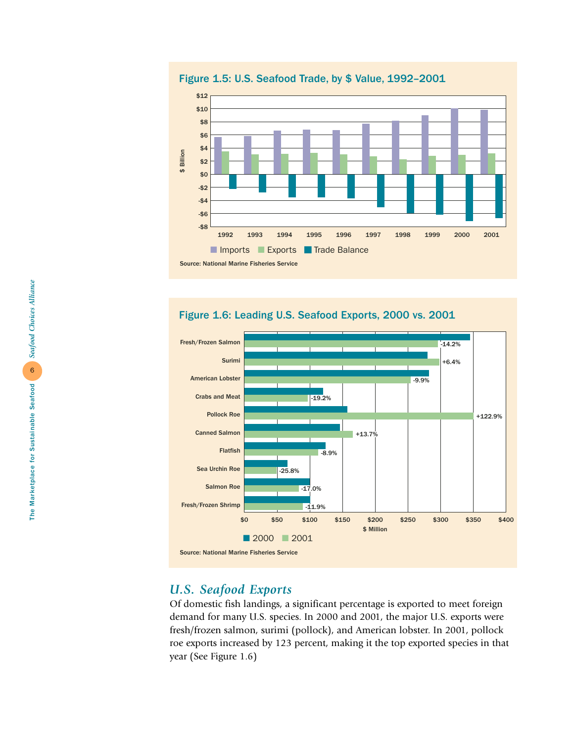## Figure 1.5: U.S. Seafood Trade, by $ Value, 1992–2001

Source: National Marine Fisheries Service

## Figure 1.6: Leading U.S. Seafood Exports, 2000 vs. 2001

Source: National Marine Fisheries Service

## *U.S. Seafood Exports*

Of domestic fish landings, a significant percentage is exported to meet foreign demand for many U.S. species. In 2000 and 2001, the major U.S. exports were fresh/frozen salmon, surimi (pollock), and American lobster. In 2001, pollock roe exports increased by 123 percent, making it the top exported species in that year (See Figure 1.6)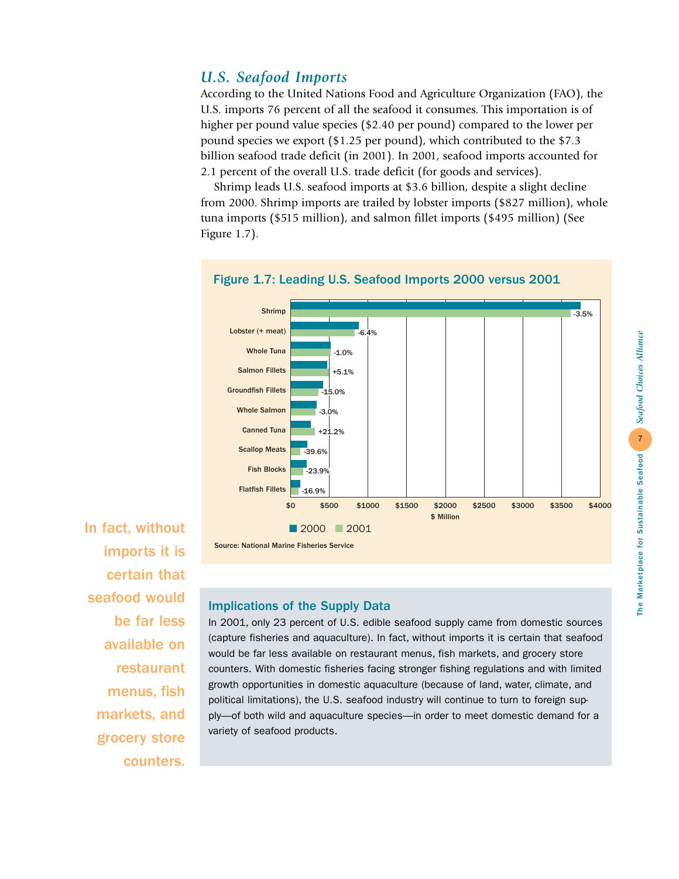## *U.S. Seafood Imports*

According to the United Nations Food and Agriculture Organization (FAO), the U.S. imports 76 percent of all the seafood it consumes. This importation is of higher per pound value species ($2.40 per pound) compared to the lower per pound species we export ($1.25 per pound), which contributed to the $7.3 billion seafood trade deficit (in 2001). In 2001, seafood imports accounted for 2.1 percent of the overall U.S. trade deficit (for goods and services).

Shrimp leads U.S. seafood imports at $3.6 billion, despite a slight decline from 2000. Shrimp imports are trailed by lobster imports ($827 million), whole tuna imports ($515 million), and salmon fillet imports ($495 million) (See Figure 1.7).

### Figure 1.7: Leading U.S. Seafood Imports 2000 versus 2001

| Species | Change 2000 to 2001 |
|---|---|
| Shrimp | -3.5% |
| Lobster (+ meat) | -6.4% |
| Whole Tuna | -1.0% |
| Salmon Fillets | +5.1% |
| Groundfish Fillets | -15.0% |
| Whole Salmon | -3.0% |
| Canned Tuna | +21.2% |
| Scallop Meats | -39.6% |
| Fish Blocks | -23.9% |
| Flatfish Fillets | -16.9% |

$ Million (axis: $0 – $4000); 2000 vs. 2001

Source: National Marine Fisheries Service

In fact, without imports it is certain that seafood would be far less available on restaurant menus, fish markets, and grocery store counters.

### Implications of the Supply Data

In 2001, only 23 percent of U.S. edible seafood supply came from domestic sources (capture fisheries and aquaculture). In fact, without imports it is certain that seafood would be far less available on restaurant menus, fish markets, and grocery store counters. With domestic fisheries facing stronger fishing regulations and with limited growth opportunities in domestic aquaculture (because of land, water, climate, and political limitations), the U.S. seafood industry will continue to turn to foreign supply—of both wild and aquaculture species—in order to meet domestic demand for a variety of seafood products.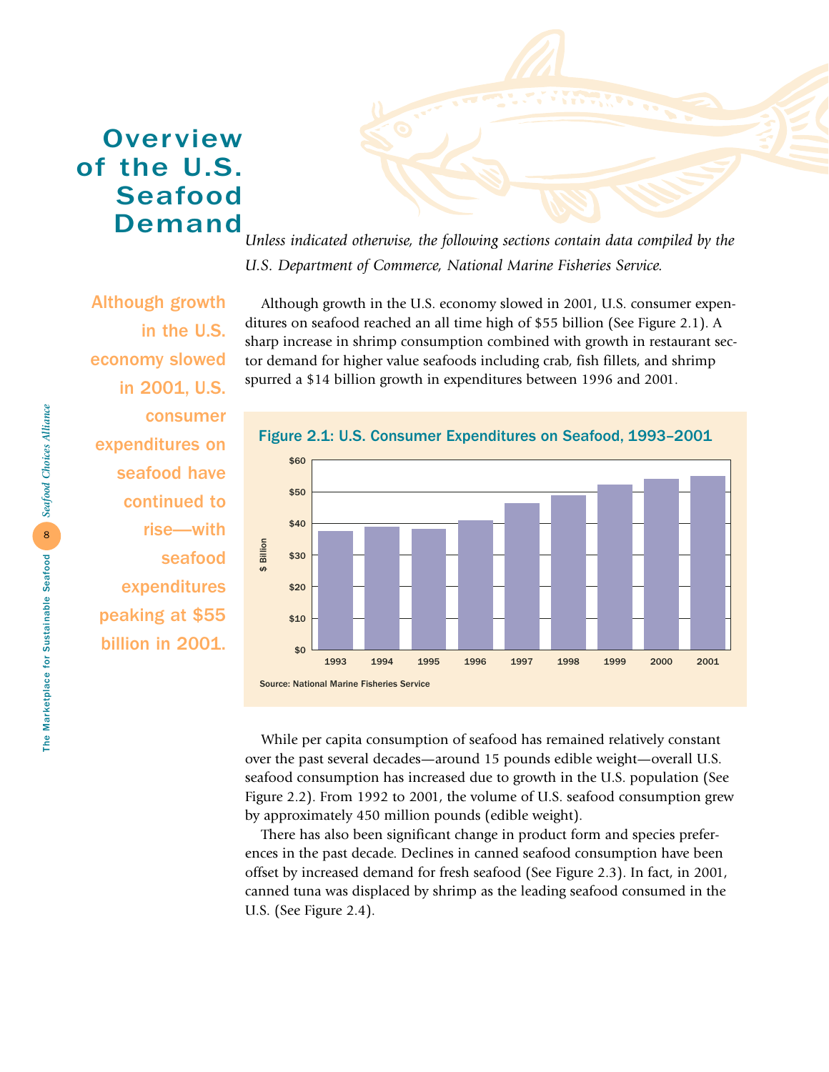# Overview of the U.S. Seafood Demand

*Unless indicated otherwise, the following sections contain data compiled by the U.S. Department of Commerce, National Marine Fisheries Service.*

**Although growth in the U.S. economy slowed in 2001, U.S. consumer expenditures on seafood have continued to rise—with seafood expenditures peaking at $55 billion in 2001.**

Although growth in the U.S. economy slowed in 2001, U.S. consumer expenditures on seafood reached an all time high of $55 billion (See Figure 2.1). A sharp increase in shrimp consumption combined with growth in restaurant sector demand for higher value seafoods including crab, fish fillets, and shrimp spurred a $14 billion growth in expenditures between 1996 and 2001.

**Figure 2.1: U.S. Consumer Expenditures on Seafood, 1993–2001**

Source: National Marine Fisheries Service

While per capita consumption of seafood has remained relatively constant over the past several decades—around 15 pounds edible weight—overall U.S. seafood consumption has increased due to growth in the U.S. population (See Figure 2.2). From 1992 to 2001, the volume of U.S. seafood consumption grew by approximately 450 million pounds (edible weight).

There has also been significant change in product form and species preferences in the past decade. Declines in canned seafood consumption have been offset by increased demand for fresh seafood (See Figure 2.3). In fact, in 2001, canned tuna was displaced by shrimp as the leading seafood consumed in the U.S. (See Figure 2.4).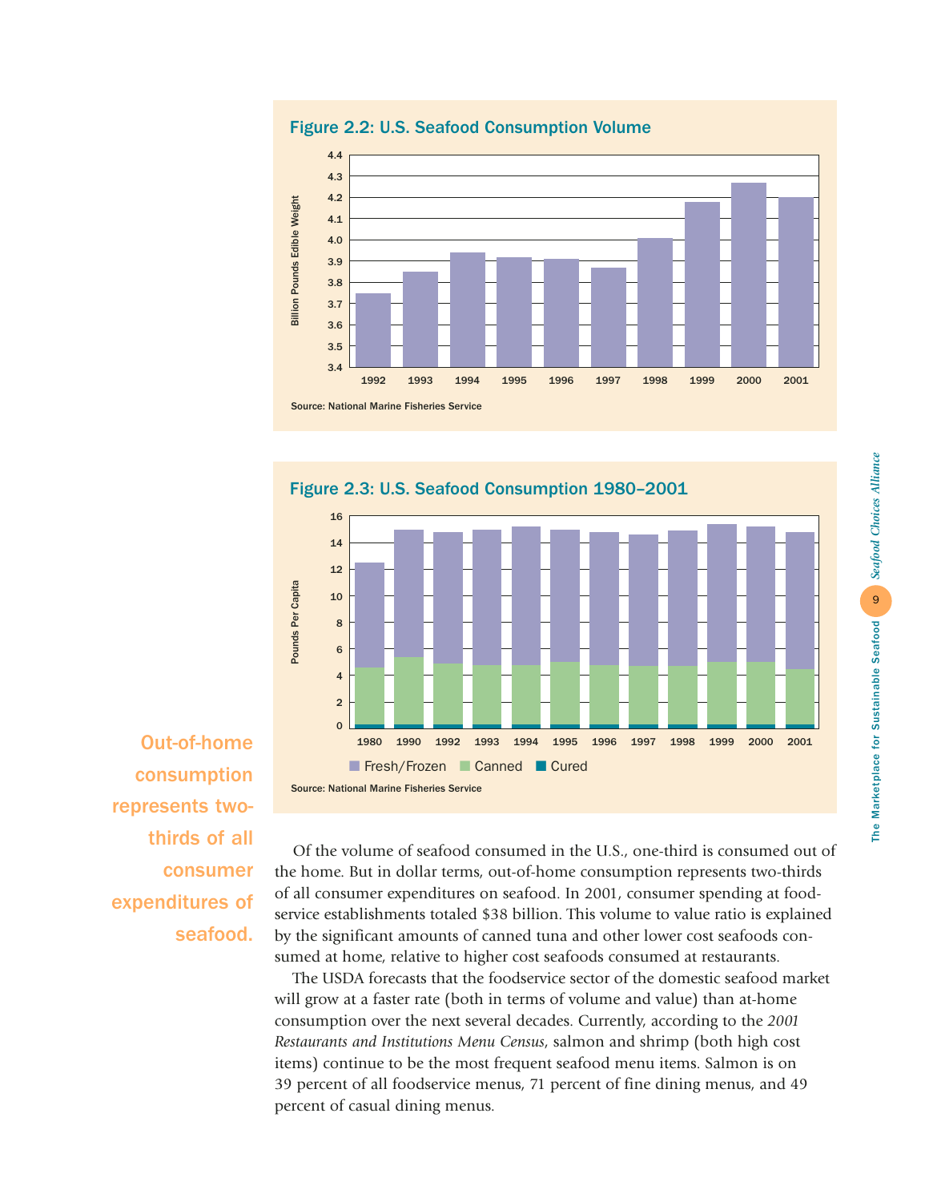### Figure 2.2: U.S. Seafood Consumption Volume

Source: National Marine Fisheries Service

### Figure 2.3: U.S. Seafood Consumption 1980–2001

Fresh/Frozen  Canned  Cured

Source: National Marine Fisheries Service

**Out-of-home consumption represents two-thirds of all consumer expenditures of seafood.**

Of the volume of seafood consumed in the U.S., one-third is consumed out of the home. But in dollar terms, out-of-home consumption represents two-thirds of all consumer expenditures on seafood. In 2001, consumer spending at food-service establishments totaled $38 billion. This volume to value ratio is explained by the significant amounts of canned tuna and other lower cost seafoods consumed at home, relative to higher cost seafoods consumed at restaurants.

The USDA forecasts that the foodservice sector of the domestic seafood market will grow at a faster rate (both in terms of volume and value) than at-home consumption over the next several decades. Currently, according to the *2001 Restaurants and Institutions Menu Census*, salmon and shrimp (both high cost items) continue to be the most frequent seafood menu items. Salmon is on 39 percent of all foodservice menus, 71 percent of fine dining menus, and 49 percent of casual dining menus.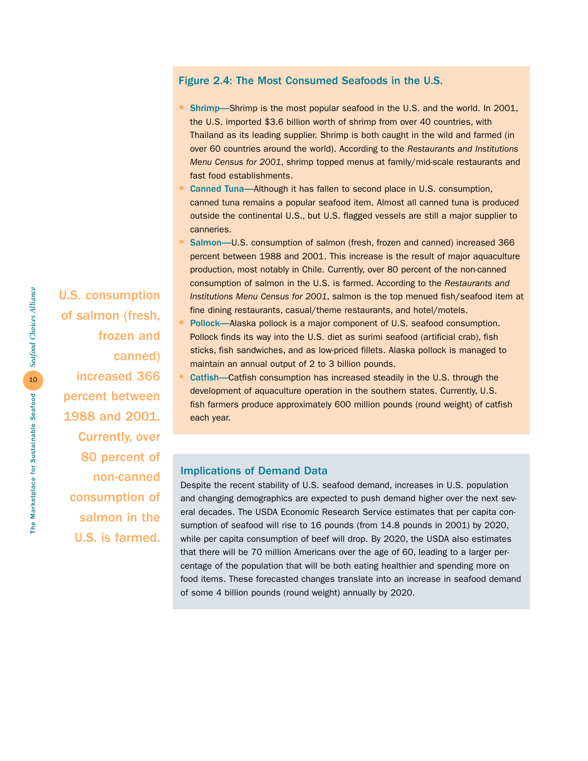U.S. consumption of salmon (fresh, frozen and canned) increased 366 percent between 1988 and 2001. Currently, over 80 percent of non-canned consumption of salmon in the U.S. is farmed.

### Figure 2.4: The Most Consumed Seafoods in the U.S.

- **Shrimp—**Shrimp is the most popular seafood in the U.S. and the world. In 2001, the U.S. imported $3.6 billion worth of shrimp from over 40 countries, with Thailand as its leading supplier. Shrimp is both caught in the wild and farmed (in over 60 countries around the world). According to the *Restaurants and Institutions Menu Census for 2001*, shrimp topped menus at family/mid-scale restaurants and fast food establishments.
- **Canned Tuna—**Although it has fallen to second place in U.S. consumption, canned tuna remains a popular seafood item. Almost all canned tuna is produced outside the continental U.S., but U.S. flagged vessels are still a major supplier to canneries.
- **Salmon—**U.S. consumption of salmon (fresh, frozen and canned) increased 366 percent between 1988 and 2001. This increase is the result of major aquaculture production, most notably in Chile. Currently, over 80 percent of the non-canned consumption of salmon in the U.S. is farmed. According to the *Restaurants and Institutions Menu Census for 2001*, salmon is the top menued fish/seafood item at fine dining restaurants, casual/theme restaurants, and hotel/motels.
- **Pollock—**Alaska pollock is a major component of U.S. seafood consumption. Pollock finds its way into the U.S. diet as surimi seafood (artificial crab), fish sticks, fish sandwiches, and as low-priced fillets. Alaska pollock is managed to maintain an annual output of 2 to 3 billion pounds.
- **Catfish—**Catfish consumption has increased steadily in the U.S. through the development of aquaculture operation in the southern states. Currently, U.S. fish farmers produce approximately 600 million pounds (round weight) of catfish each year.

### Implications of Demand Data

Despite the recent stability of U.S. seafood demand, increases in U.S. population and changing demographics are expected to push demand higher over the next several decades. The USDA Economic Research Service estimates that per capita consumption of seafood will rise to 16 pounds (from 14.8 pounds in 2001) by 2020, while per capita consumption of beef will drop. By 2020, the USDA also estimates that there will be 70 million Americans over the age of 60, leading to a larger percentage of the population that will be both eating healthier and spending more on food items. These forecasted changes translate into an increase in seafood demand of some 4 billion pounds (round weight) annually by 2020.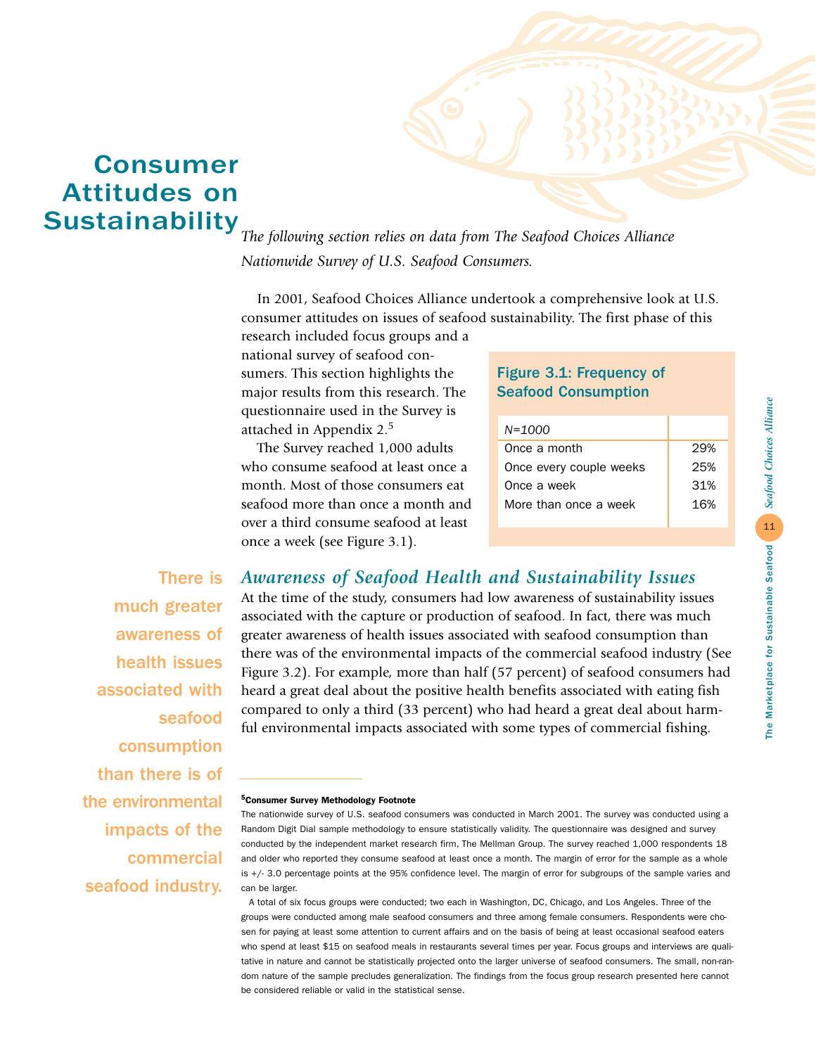# Consumer Attitudes on Sustainability

*The following section relies on data from The Seafood Choices Alliance Nationwide Survey of U.S. Seafood Consumers.*

In 2001, Seafood Choices Alliance undertook a comprehensive look at U.S. consumer attitudes on issues of seafood sustainability. The first phase of this research included focus groups and a national survey of seafood consumers. This section highlights the major results from this research. The questionnaire used in the Survey is attached in Appendix 2.[5]

The Survey reached 1,000 adults who consume seafood at least once a month. Most of those consumers eat seafood more than once a month and over a third consume seafood at least once a week (see Figure 3.1).

**Figure 3.1: Frequency of Seafood Consumption**

| *N=1000* | |
|---|---|
| Once a month | 29% |
| Once every couple weeks | 25% |
| Once a week | 31% |
| More than once a week | 16% |

## *Awareness of Seafood Health and Sustainability Issues*

There is much greater awareness of health issues associated with seafood consumption than there is of the environmental impacts of the commercial seafood industry.

At the time of the study, consumers had low awareness of sustainability issues associated with the capture or production of seafood. In fact, there was much greater awareness of health issues associated with seafood consumption than there was of the environmental impacts of the commercial seafood industry (See Figure 3.2). For example, more than half (57 percent) of seafood consumers had heard a great deal about the positive health benefits associated with eating fish compared to only a third (33 percent) who had heard a great deal about harmful environmental impacts associated with some types of commercial fishing.

---

**[5] Consumer Survey Methodology Footnote**

The nationwide survey of U.S. seafood consumers was conducted in March 2001. The survey was conducted using a Random Digit Dial sample methodology to ensure statistically validity. The questionnaire was designed and survey conducted by the independent market research firm, The Mellman Group. The survey reached 1,000 respondents 18 and older who reported they consume seafood at least once a month. The margin of error for the sample as a whole is +/- 3.0 percentage points at the 95% confidence level. The margin of error for subgroups of the sample varies and can be larger.

A total of six focus groups were conducted; two each in Washington, DC, Chicago, and Los Angeles. Three of the groups were conducted among male seafood consumers and three among female consumers. Respondents were chosen for paying at least some attention to current affairs and on the basis of being at least occasional seafood eaters who spend at least $15 on seafood meals in restaurants several times per year. Focus groups and interviews are qualitative in nature and cannot be statistically projected onto the larger universe of seafood consumers. The small, non-random nature of the sample precludes generalization. The findings from the focus group research presented here cannot be considered reliable or valid in the statistical sense.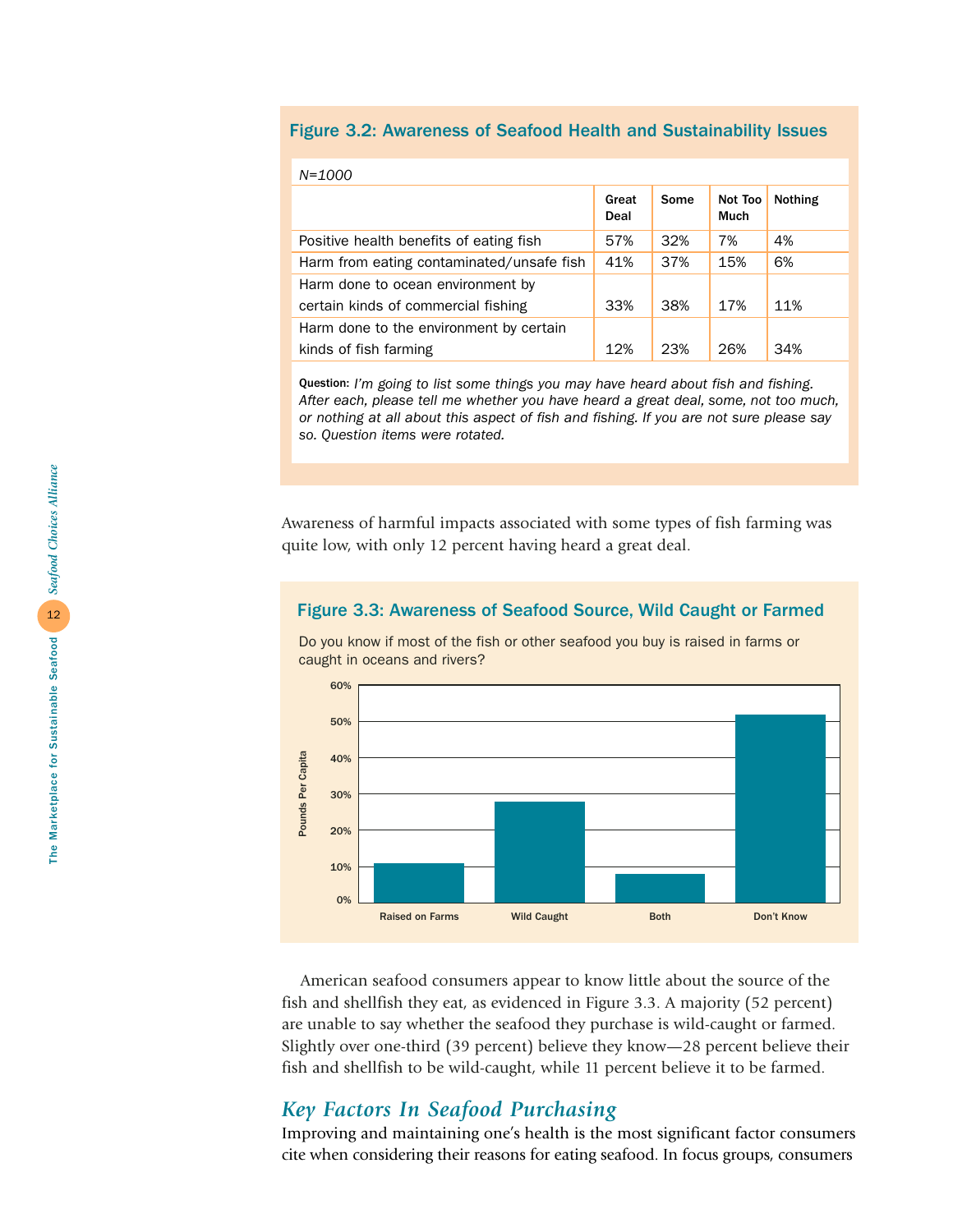### Figure 3.2: Awareness of Seafood Health and Sustainability Issues

*N=1000*

| | Great Deal | Some | Not Too Much | Nothing |
|---|---|---|---|---|
| Positive health benefits of eating fish | 57% | 32% | 7% | 4% |
| Harm from eating contaminated/unsafe fish | 41% | 37% | 15% | 6% |
| Harm done to ocean environment by certain kinds of commercial fishing | 33% | 38% | 17% | 11% |
| Harm done to the environment by certain kinds of fish farming | 12% | 23% | 26% | 34% |

**Question:** *I'm going to list some things you may have heard about fish and fishing. After each, please tell me whether you have heard a great deal, some, not too much, or nothing at all about this aspect of fish and fishing. If you are not sure please say so. Question items were rotated.*

Awareness of harmful impacts associated with some types of fish farming was quite low, with only 12 percent having heard a great deal.

### Figure 3.3: Awareness of Seafood Source, Wild Caught or Farmed

Do you know if most of the fish or other seafood you buy is raised in farms or caught in oceans and rivers?

American seafood consumers appear to know little about the source of the fish and shellfish they eat, as evidenced in Figure 3.3. A majority (52 percent) are unable to say whether the seafood they purchase is wild-caught or farmed. Slightly over one-third (39 percent) believe they know—28 percent believe their fish and shellfish to be wild-caught, while 11 percent believe it to be farmed.

## *Key Factors In Seafood Purchasing*

Improving and maintaining one's health is the most significant factor consumers cite when considering their reasons for eating seafood. In focus groups, consumers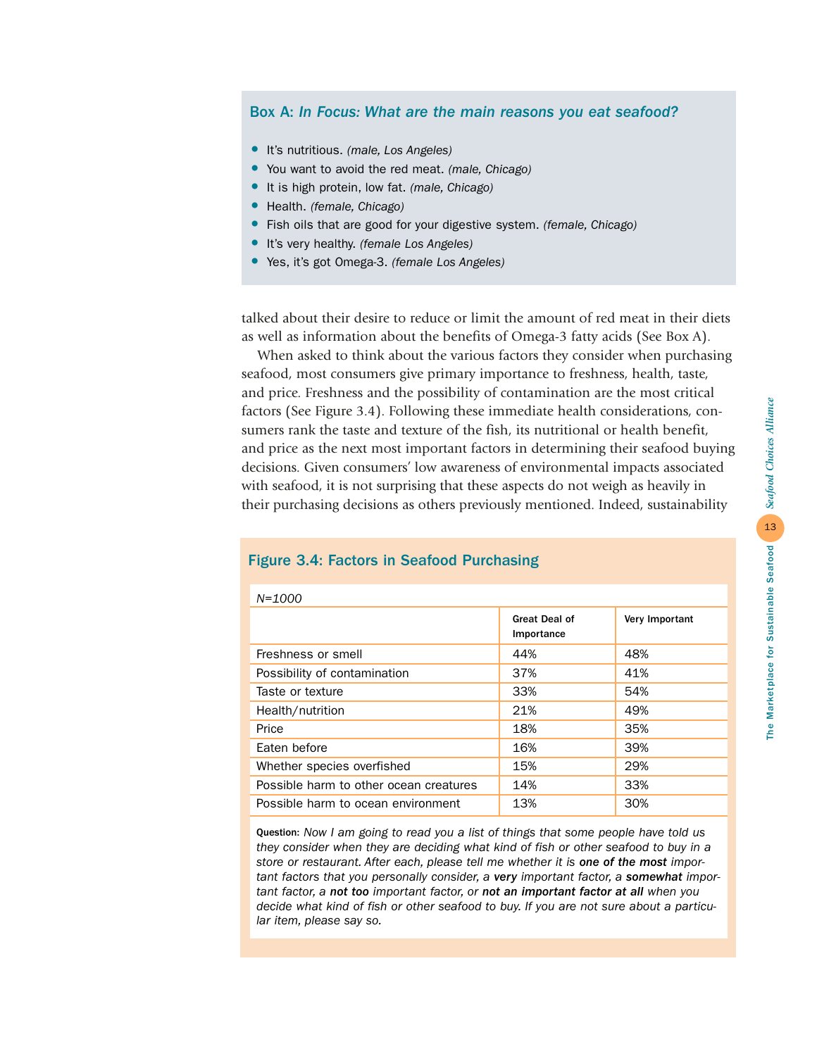### Box A: *In Focus: What are the main reasons you eat seafood?*

- It's nutritious. *(male, Los Angeles)*
- You want to avoid the red meat. *(male, Chicago)*
- It is high protein, low fat. *(male, Chicago)*
- Health. *(female, Chicago)*
- Fish oils that are good for your digestive system. *(female, Chicago)*
- It's very healthy. *(female Los Angeles)*
- Yes, it's got Omega-3. *(female Los Angeles)*

talked about their desire to reduce or limit the amount of red meat in their diets as well as information about the benefits of Omega-3 fatty acids (See Box A).

When asked to think about the various factors they consider when purchasing seafood, most consumers give primary importance to freshness, health, taste, and price. Freshness and the possibility of contamination are the most critical factors (See Figure 3.4). Following these immediate health considerations, consumers rank the taste and texture of the fish, its nutritional or health benefit, and price as the next most important factors in determining their seafood buying decisions. Given consumers' low awareness of environmental impacts associated with seafood, it is not surprising that these aspects do not weigh as heavily in their purchasing decisions as others previously mentioned. Indeed, sustainability

### Figure 3.4: Factors in Seafood Purchasing

*N=1000*

| | Great Deal of Importance | Very Important |
|---|---|---|
| Freshness or smell | 44% | 48% |
| Possibility of contamination | 37% | 41% |
| Taste or texture | 33% | 54% |
| Health/nutrition | 21% | 49% |
| Price | 18% | 35% |
| Eaten before | 16% | 39% |
| Whether species overfished | 15% | 29% |
| Possible harm to other ocean creatures | 14% | 33% |
| Possible harm to ocean environment | 13% | 30% |

**Question:** *Now I am going to read you a list of things that some people have told us they consider when they are deciding what kind of fish or other seafood to buy in a store or restaurant. After each, please tell me whether it is* ***one of the most*** *important factors that you personally consider, a* ***very*** *important factor, a* ***somewhat*** *important factor, a* ***not too*** *important factor, or* ***not an important factor at all*** *when you decide what kind of fish or other seafood to buy. If you are not sure about a particular item, please say so.*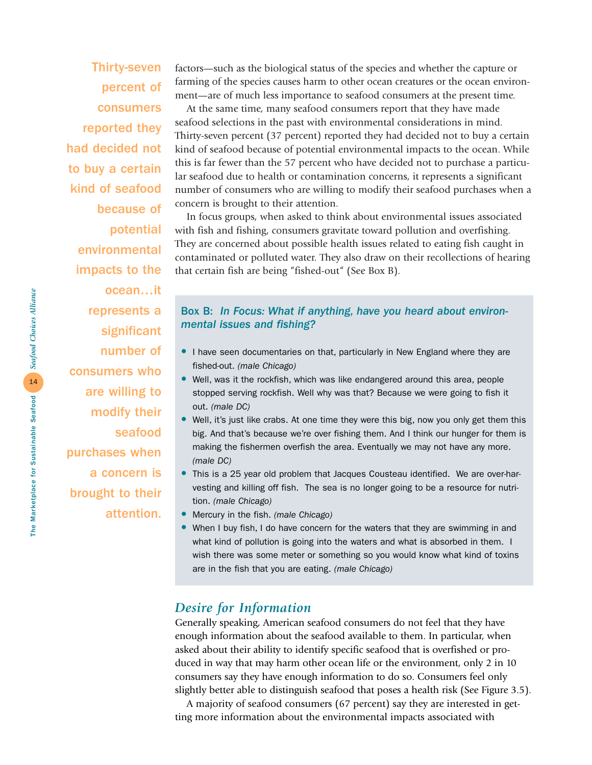factors—such as the biological status of the species and whether the capture or farming of the species causes harm to other ocean creatures or the ocean environment—are of much less importance to seafood consumers at the present time.

At the same time, many seafood consumers report that they have made seafood selections in the past with environmental considerations in mind. Thirty-seven percent (37 percent) reported they had decided not to buy a certain kind of seafood because of potential environmental impacts to the ocean. While this is far fewer than the 57 percent who have decided not to purchase a particular seafood due to health or contamination concerns, it represents a significant number of consumers who are willing to modify their seafood purchases when a concern is brought to their attention.

**Thirty-seven percent of consumers reported they had decided not to buy a certain kind of seafood because of potential environmental impacts to the ocean…it represents a significant number of consumers who are willing to modify their seafood purchases when a concern is brought to their attention.**

In focus groups, when asked to think about environmental issues associated with fish and fishing, consumers gravitate toward pollution and overfishing. They are concerned about possible health issues related to eating fish caught in contaminated or polluted water. They also draw on their recollections of hearing that certain fish are being "fished-out" (See Box B).

**Box B:** ***In Focus: What if anything, have you heard about environmental issues and fishing?***

- I have seen documentaries on that, particularly in New England where they are fished-out. *(male Chicago)*
- Well, was it the rockfish, which was like endangered around this area, people stopped serving rockfish. Well why was that? Because we were going to fish it out. *(male DC)*
- Well, it's just like crabs. At one time they were this big, now you only get them this big. And that's because we're over fishing them. And I think our hunger for them is making the fishermen overfish the area. Eventually we may not have any more. *(male DC)*
- This is a 25 year old problem that Jacques Cousteau identified. We are over-harvesting and killing off fish. The sea is no longer going to be a resource for nutrition. *(male Chicago)*
- Mercury in the fish. *(male Chicago)*
- When I buy fish, I do have concern for the waters that they are swimming in and what kind of pollution is going into the waters and what is absorbed in them. I wish there was some meter or something so you would know what kind of toxins are in the fish that you are eating. *(male Chicago)*

## *Desire for Information*

Generally speaking, American seafood consumers do not feel that they have enough information about the seafood available to them. In particular, when asked about their ability to identify specific seafood that is overfished or produced in way that may harm other ocean life or the environment, only 2 in 10 consumers say they have enough information to do so. Consumers feel only slightly better able to distinguish seafood that poses a health risk (See Figure 3.5).

A majority of seafood consumers (67 percent) say they are interested in getting more information about the environmental impacts associated with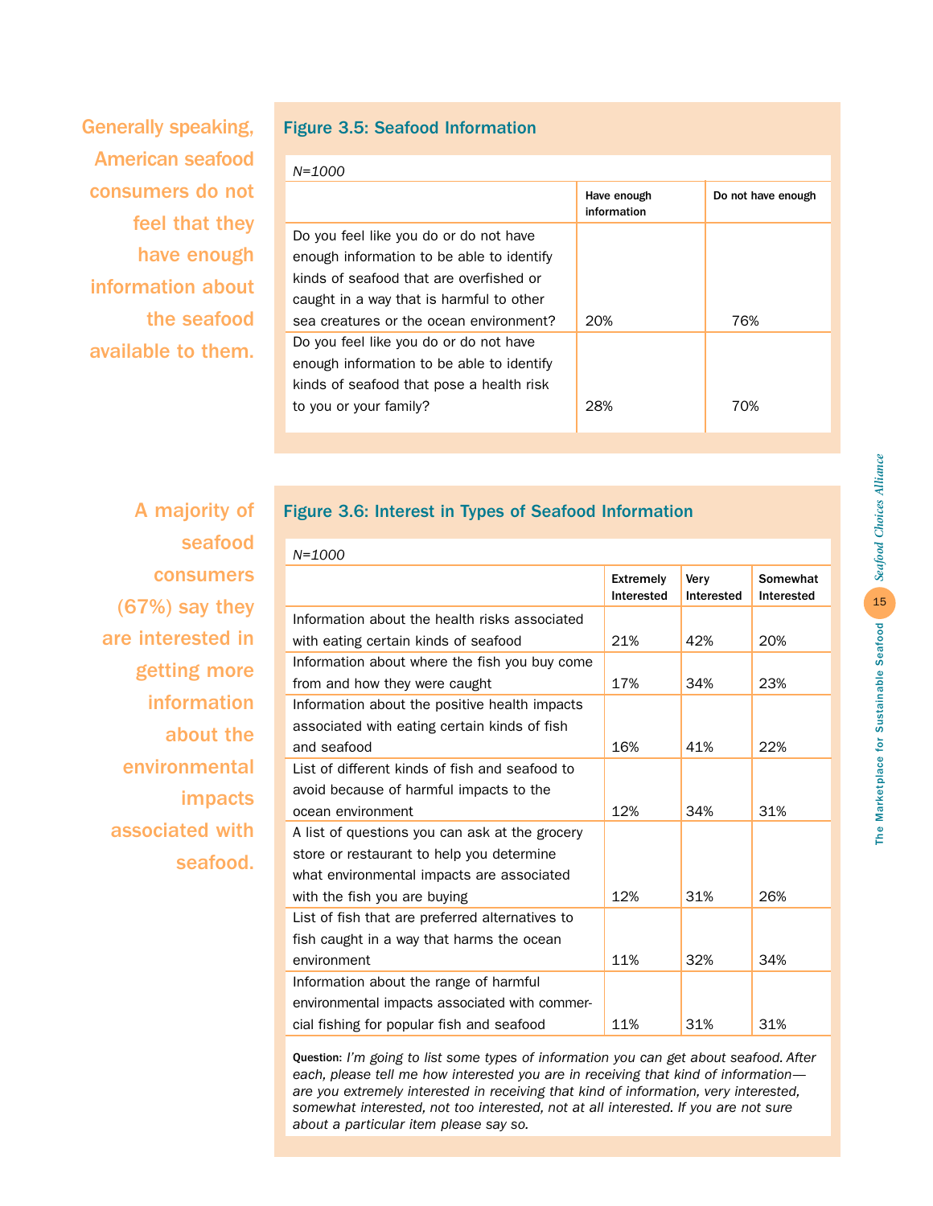Generally speaking, American seafood consumers do not feel that they have enough information about the seafood available to them.

**Figure 3.5: Seafood Information**

*N=1000*

| | Have enough information | Do not have enough |
|---|---|---|
| Do you feel like you do or do not have enough information to be able to identify kinds of seafood that are overfished or caught in a way that is harmful to other sea creatures or the ocean environment? | 20% | 76% |
| Do you feel like you do or do not have enough information to be able to identify kinds of seafood that pose a health risk to you or your family? | 28% | 70% |

A majority of seafood consumers (67%) say they are interested in getting more information about the environmental impacts associated with seafood.

**Figure 3.6: Interest in Types of Seafood Information**

*N=1000*

| | Extremely Interested | Very Interested | Somewhat Interested |
|---|---|---|---|
| Information about the health risks associated with eating certain kinds of seafood | 21% | 42% | 20% |
| Information about where the fish you buy come from and how they were caught | 17% | 34% | 23% |
| Information about the positive health impacts associated with eating certain kinds of fish and seafood | 16% | 41% | 22% |
| List of different kinds of fish and seafood to avoid because of harmful impacts to the ocean environment | 12% | 34% | 31% |
| A list of questions you can ask at the grocery store or restaurant to help you determine what environmental impacts are associated with the fish you are buying | 12% | 31% | 26% |
| List of fish that are preferred alternatives to fish caught in a way that harms the ocean environment | 11% | 32% | 34% |
| Information about the range of harmful environmental impacts associated with commercial fishing for popular fish and seafood | 11% | 31% | 31% |

**Question:** *I'm going to list some types of information you can get about seafood. After each, please tell me how interested you are in receiving that kind of information—are you extremely interested in receiving that kind of information, very interested, somewhat interested, not too interested, not at all interested. If you are not sure about a particular item please say so.*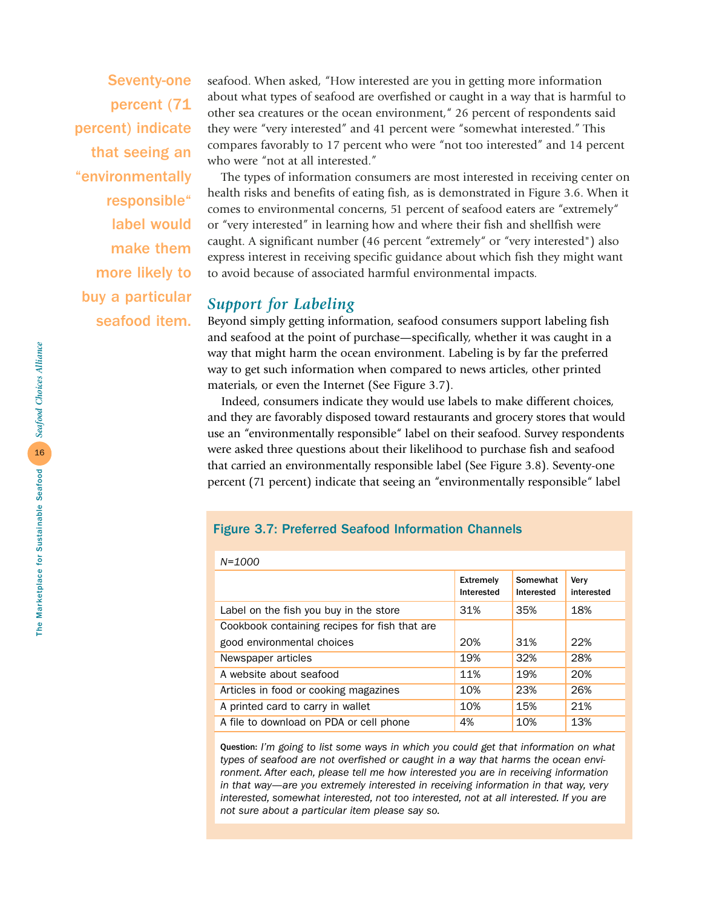Seventy-one percent (71 percent) indicate that seeing an "environmentally responsible" label would make them more likely to buy a particular seafood item.

seafood. When asked, "How interested are you in getting more information about what types of seafood are overfished or caught in a way that is harmful to other sea creatures or the ocean environment," 26 percent of respondents said they were "very interested" and 41 percent were "somewhat interested." This compares favorably to 17 percent who were "not too interested" and 14 percent who were "not at all interested."

The types of information consumers are most interested in receiving center on health risks and benefits of eating fish, as is demonstrated in Figure 3.6. When it comes to environmental concerns, 51 percent of seafood eaters are "extremely" or "very interested" in learning how and where their fish and shellfish were caught. A significant number (46 percent "extremely" or "very interested") also express interest in receiving specific guidance about which fish they might want to avoid because of associated harmful environmental impacts.

## *Support for Labeling*

Beyond simply getting information, seafood consumers support labeling fish and seafood at the point of purchase—specifically, whether it was caught in a way that might harm the ocean environment. Labeling is by far the preferred way to get such information when compared to news articles, other printed materials, or even the Internet (See Figure 3.7).

Indeed, consumers indicate they would use labels to make different choices, and they are favorably disposed toward restaurants and grocery stores that would use an "environmentally responsible" label on their seafood. Survey respondents were asked three questions about their likelihood to purchase fish and seafood that carried an environmentally responsible label (See Figure 3.8). Seventy-one percent (71 percent) indicate that seeing an "environmentally responsible" label

### Figure 3.7: Preferred Seafood Information Channels

*N=1000*

| | Extremely Interested | Somewhat Interested | Very interested |
|---|---|---|---|
| Label on the fish you buy in the store | 31% | 35% | 18% |
| Cookbook containing recipes for fish that are good environmental choices | 20% | 31% | 22% |
| Newspaper articles | 19% | 32% | 28% |
| A website about seafood | 11% | 19% | 20% |
| Articles in food or cooking magazines | 10% | 23% | 26% |
| A printed card to carry in wallet | 10% | 15% | 21% |
| A file to download on PDA or cell phone | 4% | 10% | 13% |

**Question:** *I'm going to list some ways in which you could get that information on what types of seafood are not overfished or caught in a way that harms the ocean environment. After each, please tell me how interested you are in receiving information in that way—are you extremely interested in receiving information in that way, very interested, somewhat interested, not too interested, not at all interested. If you are not sure about a particular item please say so.*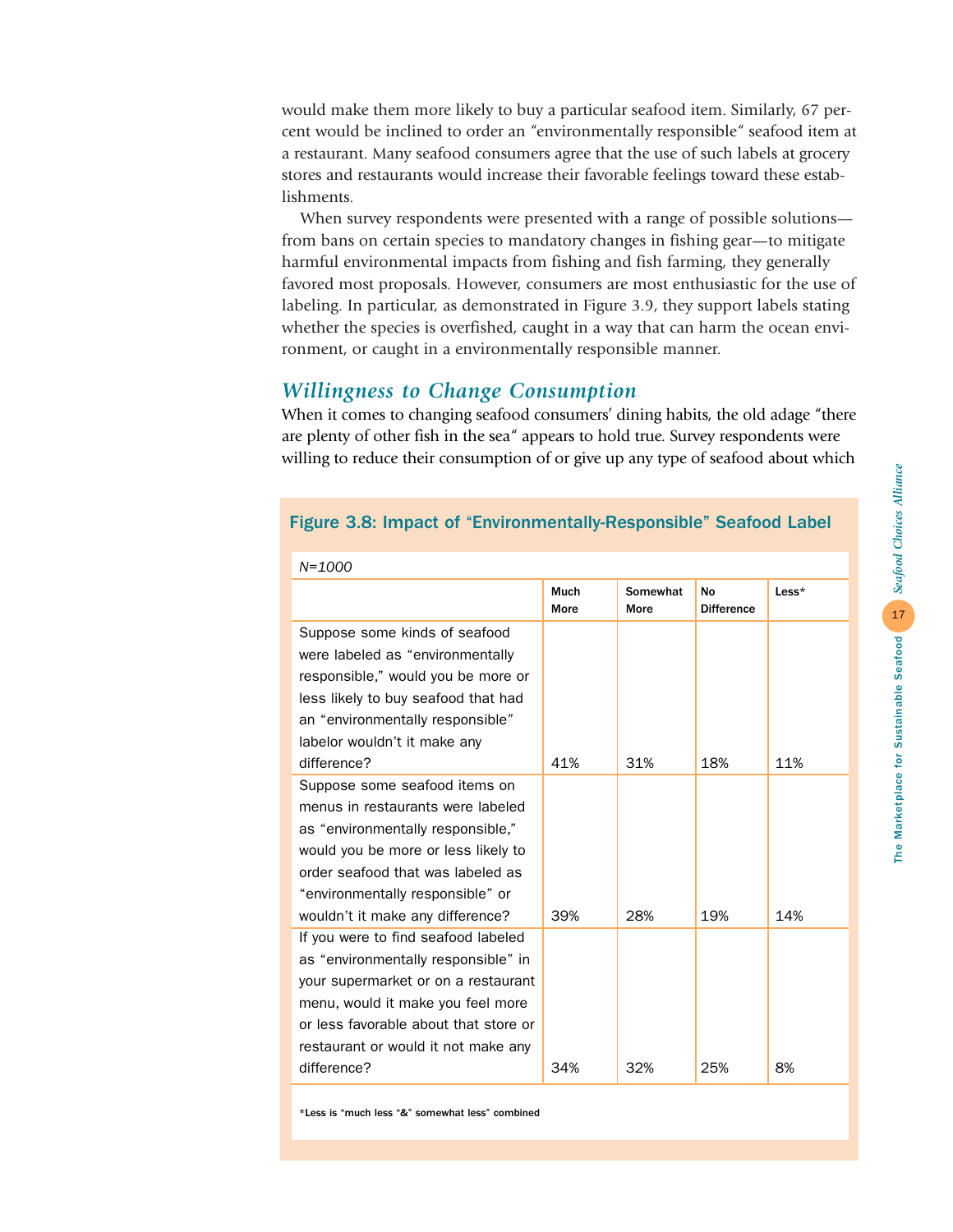would make them more likely to buy a particular seafood item. Similarly, 67 percent would be inclined to order an "environmentally responsible" seafood item at a restaurant. Many seafood consumers agree that the use of such labels at grocery stores and restaurants would increase their favorable feelings toward these establishments.

When survey respondents were presented with a range of possible solutions—from bans on certain species to mandatory changes in fishing gear—to mitigate harmful environmental impacts from fishing and fish farming, they generally favored most proposals. However, consumers are most enthusiastic for the use of labeling. In particular, as demonstrated in Figure 3.9, they support labels stating whether the species is overfished, caught in a way that can harm the ocean environment, or caught in a environmentally responsible manner.

## *Willingness to Change Consumption*

When it comes to changing seafood consumers' dining habits, the old adage "there are plenty of other fish in the sea" appears to hold true. Survey respondents were willing to reduce their consumption of or give up any type of seafood about which

### Figure 3.8: Impact of "Environmentally-Responsible" Seafood Label

*N=1000*

| | Much More | Somewhat More | No Difference | Less* |
|---|---|---|---|---|
| Suppose some kinds of seafood were labeled as "environmentally responsible," would you be more or less likely to buy seafood that had an "environmentally responsible" labelor wouldn't it make any difference? | 41% | 31% | 18% | 11% |
| Suppose some seafood items on menus in restaurants were labeled as "environmentally responsible," would you be more or less likely to order seafood that was labeled as "environmentally responsible" or wouldn't it make any difference? | 39% | 28% | 19% | 14% |
| If you were to find seafood labeled as "environmentally responsible" in your supermarket or on a restaurant menu, would it make you feel more or less favorable about that store or restaurant or would it not make any difference? | 34% | 32% | 25% | 8% |

*Less is "much less "&" somewhat less" combined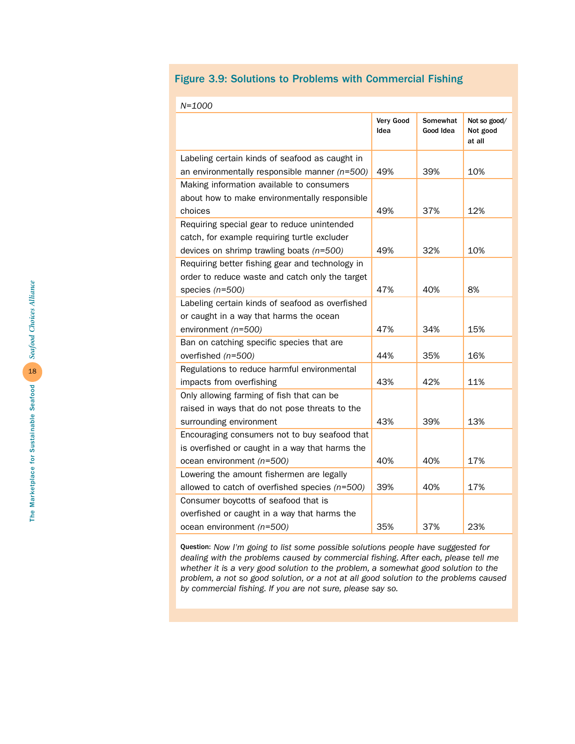### Figure 3.9: Solutions to Problems with Commercial Fishing

*N=1000*

| | Very Good Idea | Somewhat Good Idea | Not so good/ Not good at all |
|---|---|---|---|
| Labeling certain kinds of seafood as caught in an environmentally responsible manner *(n=500)* | 49% | 39% | 10% |
| Making information available to consumers about how to make environmentally responsible choices | 49% | 37% | 12% |
| Requiring special gear to reduce unintended catch, for example requiring turtle excluder devices on shrimp trawling boats *(n=500)* | 49% | 32% | 10% |
| Requiring better fishing gear and technology in order to reduce waste and catch only the target species *(n=500)* | 47% | 40% | 8% |
| Labeling certain kinds of seafood as overfished or caught in a way that harms the ocean environment *(n=500)* | 47% | 34% | 15% |
| Ban on catching specific species that are overfished *(n=500)* | 44% | 35% | 16% |
| Regulations to reduce harmful environmental impacts from overfishing | 43% | 42% | 11% |
| Only allowing farming of fish that can be raised in ways that do not pose threats to the surrounding environment | 43% | 39% | 13% |
| Encouraging consumers not to buy seafood that is overfished or caught in a way that harms the ocean environment *(n=500)* | 40% | 40% | 17% |
| Lowering the amount fishermen are legally allowed to catch of overfished species *(n=500)* | 39% | 40% | 17% |
| Consumer boycotts of seafood that is overfished or caught in a way that harms the ocean environment *(n=500)* | 35% | 37% | 23% |

**Question:** *Now I'm going to list some possible solutions people have suggested for dealing with the problems caused by commercial fishing. After each, please tell me whether it is a very good solution to the problem, a somewhat good solution to the problem, a not so good solution, or a not at all good solution to the problems caused by commercial fishing. If you are not sure, please say so.*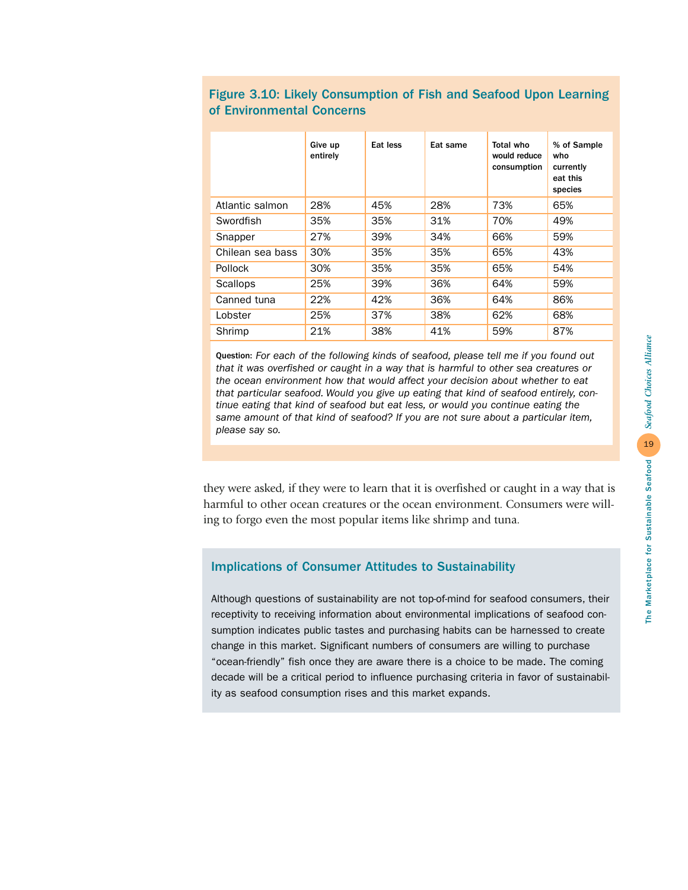**Figure 3.10: Likely Consumption of Fish and Seafood Upon Learning of Environmental Concerns**

| | Give up entirely | Eat less | Eat same | Total who would reduce consumption | % of Sample who currently eat this species |
|---|---|---|---|---|---|
| Atlantic salmon | 28% | 45% | 28% | 73% | 65% |
| Swordfish | 35% | 35% | 31% | 70% | 49% |
| Snapper | 27% | 39% | 34% | 66% | 59% |
| Chilean sea bass | 30% | 35% | 35% | 65% | 43% |
| Pollock | 30% | 35% | 35% | 65% | 54% |
| Scallops | 25% | 39% | 36% | 64% | 59% |
| Canned tuna | 22% | 42% | 36% | 64% | 86% |
| Lobster | 25% | 37% | 38% | 62% | 68% |
| Shrimp | 21% | 38% | 41% | 59% | 87% |

**Question:** *For each of the following kinds of seafood, please tell me if you found out that it was overfished or caught in a way that is harmful to other sea creatures or the ocean environment how that would affect your decision about whether to eat that particular seafood. Would you give up eating that kind of seafood entirely, continue eating that kind of seafood but eat less, or would you continue eating the same amount of that kind of seafood? If you are not sure about a particular item, please say so.*

they were asked, if they were to learn that it is overfished or caught in a way that is harmful to other ocean creatures or the ocean environment. Consumers were willing to forgo even the most popular items like shrimp and tuna.

## Implications of Consumer Attitudes to Sustainability

Although questions of sustainability are not top-of-mind for seafood consumers, their receptivity to receiving information about environmental implications of seafood consumption indicates public tastes and purchasing habits can be harnessed to create change in this market. Significant numbers of consumers are willing to purchase "ocean-friendly" fish once they are aware there is a choice to be made. The coming decade will be a critical period to influence purchasing criteria in favor of sustainability as seafood consumption rises and this market expands.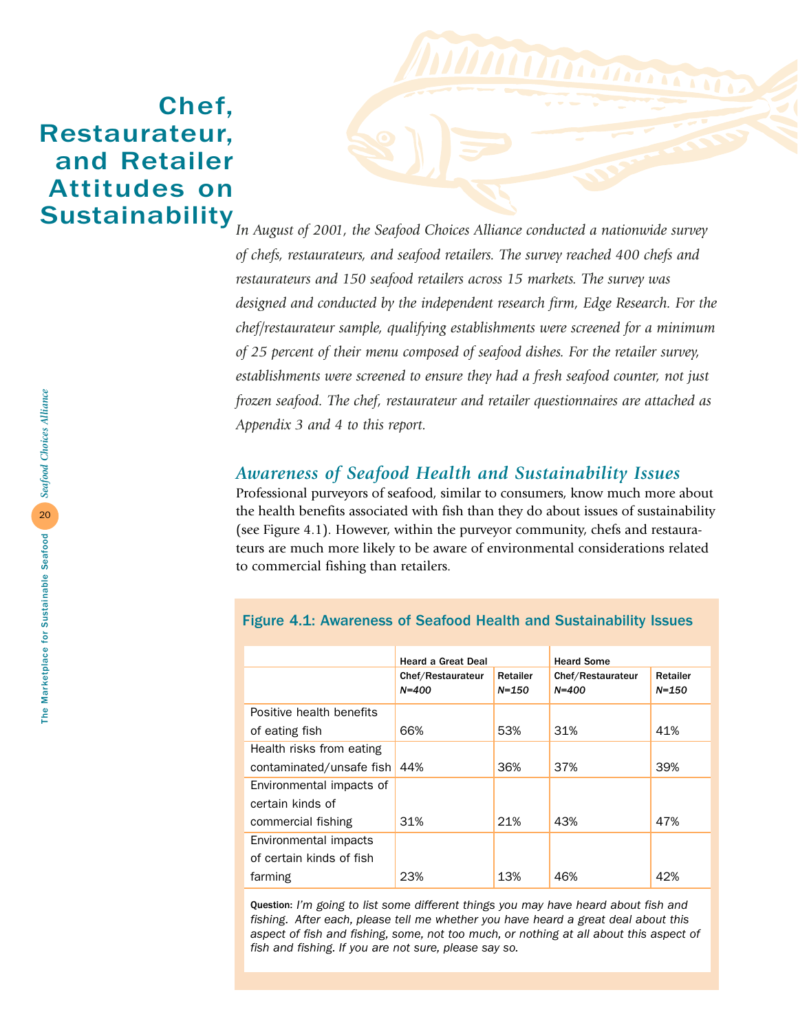# Chef, Restaurateur, and Retailer Attitudes on Sustainability

*In August of 2001, the Seafood Choices Alliance conducted a nationwide survey of chefs, restaurateurs, and seafood retailers. The survey reached 400 chefs and restaurateurs and 150 seafood retailers across 15 markets. The survey was designed and conducted by the independent research firm, Edge Research. For the chef/restaurateur sample, qualifying establishments were screened for a minimum of 25 percent of their menu composed of seafood dishes. For the retailer survey, establishments were screened to ensure they had a fresh seafood counter, not just frozen seafood. The chef, restaurateur and retailer questionnaires are attached as Appendix 3 and 4 to this report.*

## Awareness of Seafood Health and Sustainability Issues

Professional purveyors of seafood, similar to consumers, know much more about the health benefits associated with fish than they do about issues of sustainability (see Figure 4.1). However, within the purveyor community, chefs and restaurateurs are much more likely to be aware of environmental considerations related to commercial fishing than retailers.

### Figure 4.1: Awareness of Seafood Health and Sustainability Issues

| | Heard a Great Deal | | Heard Some | |
|---|---|---|---|---|
| | Chef/Restaurateur *N=400* | Retailer *N=150* | Chef/Restaurateur *N=400* | Retailer *N=150* |
| Positive health benefits of eating fish | 66% | 53% | 31% | 41% |
| Health risks from eating contaminated/unsafe fish | 44% | 36% | 37% | 39% |
| Environmental impacts of certain kinds of commercial fishing | 31% | 21% | 43% | 47% |
| Environmental impacts of certain kinds of fish farming | 23% | 13% | 46% | 42% |

**Question:** *I'm going to list some different things you may have heard about fish and fishing. After each, please tell me whether you have heard a great deal about this aspect of fish and fishing, some, not too much, or nothing at all about this aspect of fish and fishing. If you are not sure, please say so.*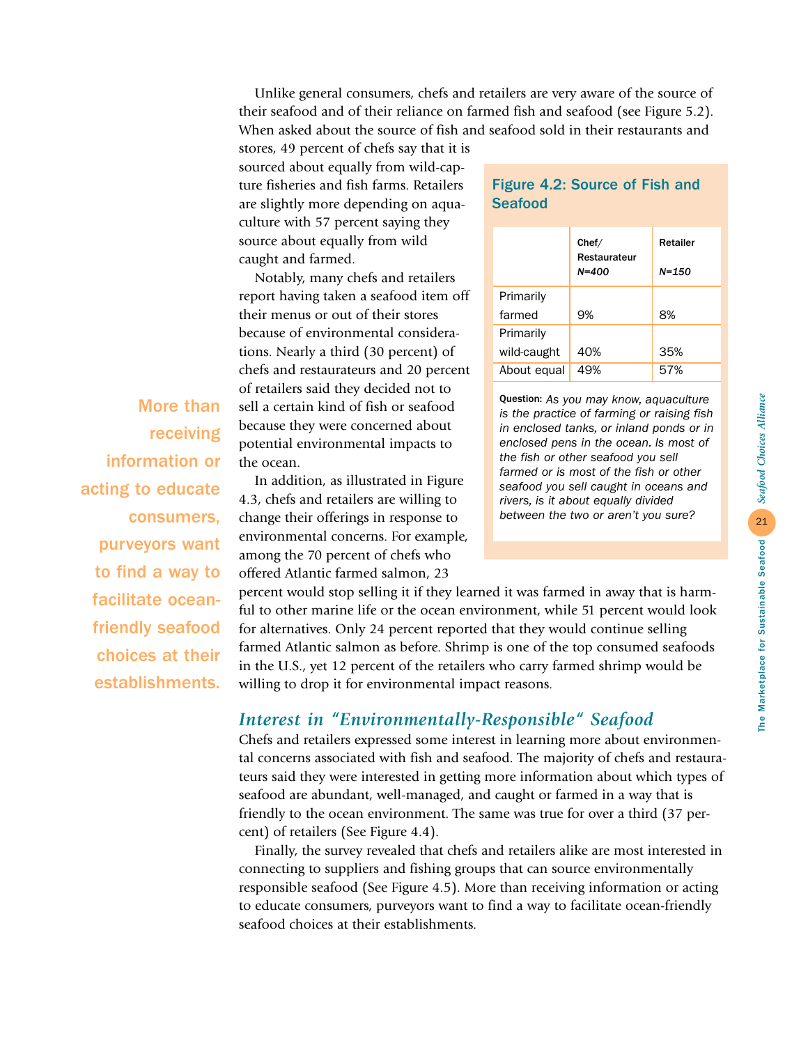Unlike general consumers, chefs and retailers are very aware of the source of their seafood and of their reliance on farmed fish and seafood (see Figure 5.2). When asked about the source of fish and seafood sold in their restaurants and stores, 49 percent of chefs say that it is sourced about equally from wild-capture fisheries and fish farms. Retailers are slightly more depending on aquaculture with 57 percent saying they source about equally from wild caught and farmed.

**Figure 4.2: Source of Fish and Seafood**

| | Chef/ Restaurateur *N=400* | Retailer *N=150* |
|---|---|---|
| Primarily farmed | 9% | 8% |
| Primarily wild-caught | 40% | 35% |
| About equal | 49% | 57% |

**Question:** *As you may know, aquaculture is the practice of farming or raising fish in enclosed tanks, or inland ponds or in enclosed pens in the ocean. Is most of the fish or other seafood you sell farmed or is most of the fish or other seafood you sell caught in oceans and rivers, is it about equally divided between the two or aren't you sure?*

Notably, many chefs and retailers report having taken a seafood item off their menus or out of their stores because of environmental considerations. Nearly a third (30 percent) of chefs and restaurateurs and 20 percent of retailers said they decided not to sell a certain kind of fish or seafood because they were concerned about potential environmental impacts to the ocean.

In addition, as illustrated in Figure 4.3, chefs and retailers are willing to change their offerings in response to environmental concerns. For example, among the 70 percent of chefs who offered Atlantic farmed salmon, 23 percent would stop selling it if they learned it was farmed in away that is harmful to other marine life or the ocean environment, while 51 percent would look for alternatives. Only 24 percent reported that they would continue selling farmed Atlantic salmon as before. Shrimp is one of the top consumed seafoods in the U.S., yet 12 percent of the retailers who carry farmed shrimp would be willing to drop it for environmental impact reasons.

## *Interest in "Environmentally-Responsible" Seafood*

Chefs and retailers expressed some interest in learning more about environmental concerns associated with fish and seafood. The majority of chefs and restaurateurs said they were interested in getting more information about which types of seafood are abundant, well-managed, and caught or farmed in a way that is friendly to the ocean environment. The same was true for over a third (37 percent) of retailers (See Figure 4.4).

Finally, the survey revealed that chefs and retailers alike are most interested in connecting to suppliers and fishing groups that can source environmentally responsible seafood (See Figure 4.5). More than receiving information or acting to educate consumers, purveyors want to find a way to facilitate ocean-friendly seafood choices at their establishments.

**More than receiving information or acting to educate consumers, purveyors want to find a way to facilitate ocean-friendly seafood choices at their establishments.**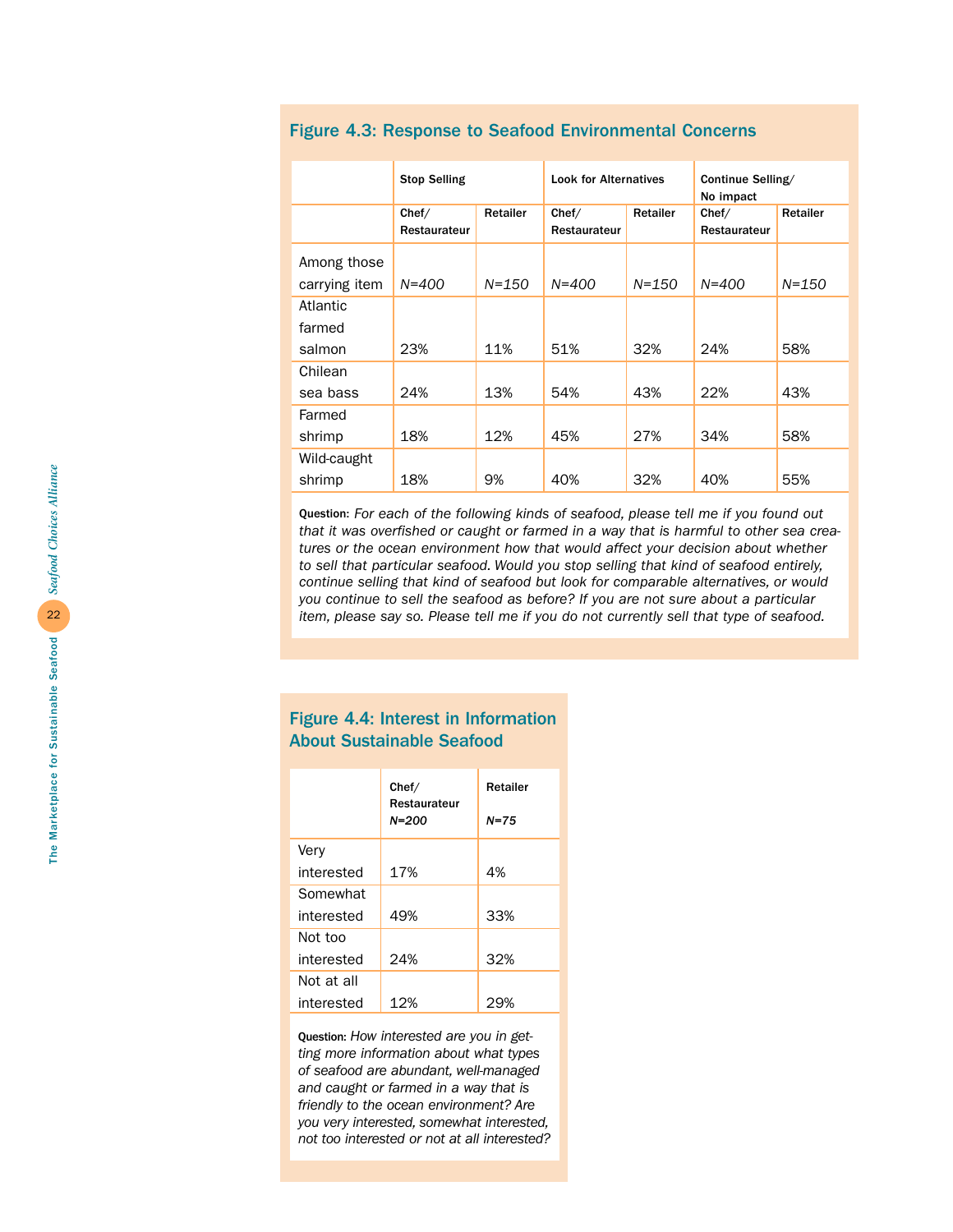## Figure 4.3: Response to Seafood Environmental Concerns

| | Stop Selling | | Look for Alternatives | | Continue Selling/ No impact | |
|---|---|---|---|---|---|---|
| | Chef/ Restaurateur | Retailer | Chef/ Restaurateur | Retailer | Chef/ Restaurateur | Retailer |
| Among those carrying item | *N=400* | *N=150* | *N=400* | *N=150* | *N=400* | *N=150* |
| Atlantic farmed salmon | 23% | 11% | 51% | 32% | 24% | 58% |
| Chilean sea bass | 24% | 13% | 54% | 43% | 22% | 43% |
| Farmed shrimp | 18% | 12% | 45% | 27% | 34% | 58% |
| Wild-caught shrimp | 18% | 9% | 40% | 32% | 40% | 55% |

**Question:** *For each of the following kinds of seafood, please tell me if you found out that it was overfished or caught or farmed in a way that is harmful to other sea creatures or the ocean environment how that would affect your decision about whether to sell that particular seafood. Would you stop selling that kind of seafood entirely, continue selling that kind of seafood but look for comparable alternatives, or would you continue to sell the seafood as before? If you are not sure about a particular item, please say so. Please tell me if you do not currently sell that type of seafood.*

## Figure 4.4: Interest in Information About Sustainable Seafood

| | Chef/ Restaurateur *N=200* | Retailer *N=75* |
|---|---|---|
| Very interested | 17% | 4% |
| Somewhat interested | 49% | 33% |
| Not too interested | 24% | 32% |
| Not at all interested | 12% | 29% |

**Question:** *How interested are you in getting more information about what types of seafood are abundant, well-managed and caught or farmed in a way that is friendly to the ocean environment? Are you very interested, somewhat interested, not too interested or not at all interested?*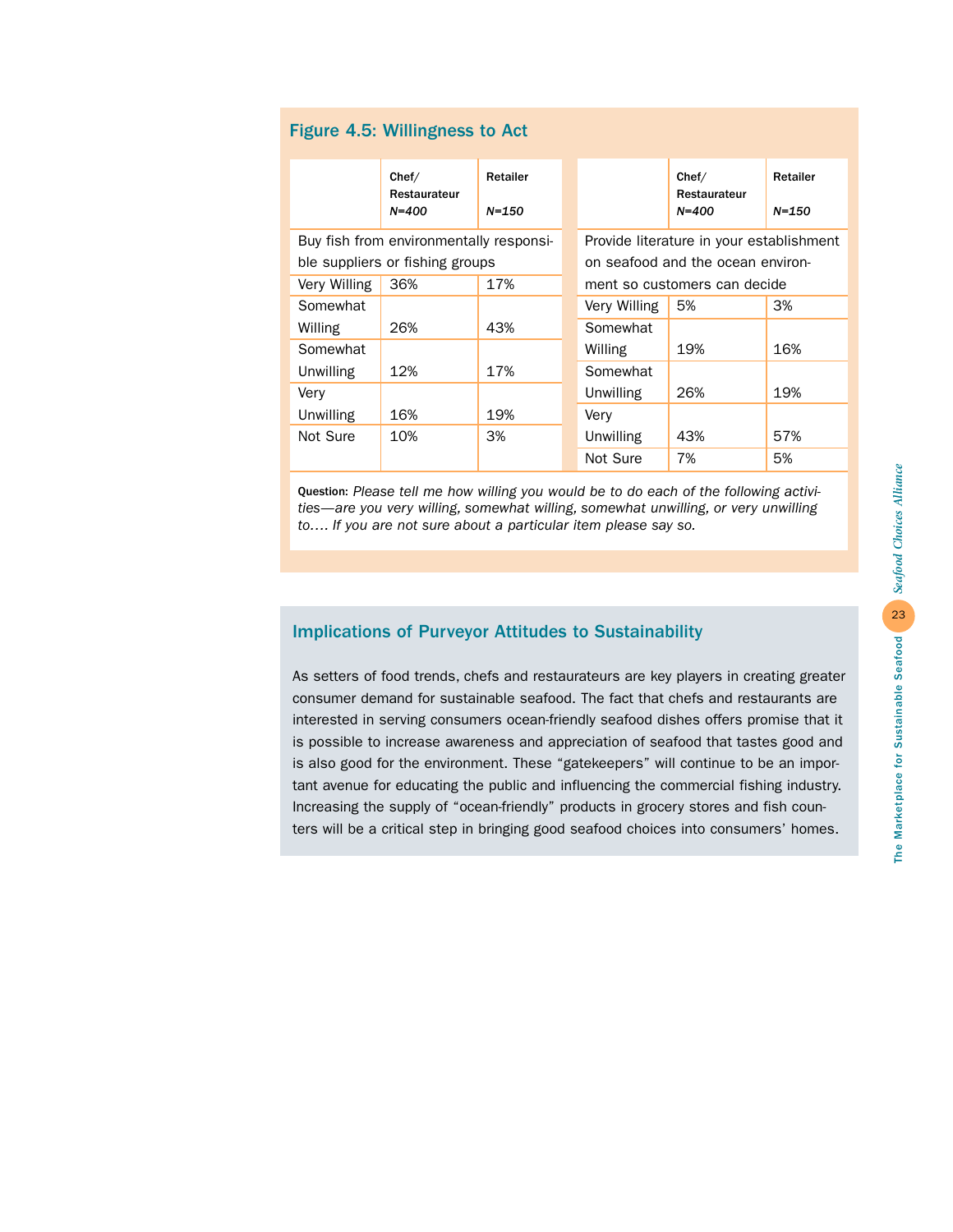## Figure 4.5: Willingness to Act

| | Chef/ Restaurateur *N=400* | Retailer *N=150* |
|---|---|---|
| **Buy fish from environmentally responsible suppliers or fishing groups** | | |
| Very Willing | 36% | 17% |
| Somewhat Willing | 26% | 43% |
| Somewhat Unwilling | 12% | 17% |
| Very Unwilling | 16% | 19% |
| Not Sure | 10% | 3% |

| | Chef/ Restaurateur *N=400* | Retailer *N=150* |
|---|---|---|
| **Provide literature in your establishment on seafood and the ocean environment so customers can decide** | | |
| Very Willing | 5% | 3% |
| Somewhat Willing | 19% | 16% |
| Somewhat Unwilling | 26% | 19% |
| Very Unwilling | 43% | 57% |
| Not Sure | 7% | 5% |

**Question:** *Please tell me how willing you would be to do each of the following activities—are you very willing, somewhat willing, somewhat unwilling, or very unwilling to…. If you are not sure about a particular item please say so.*

## Implications of Purveyor Attitudes to Sustainability

As setters of food trends, chefs and restaurateurs are key players in creating greater consumer demand for sustainable seafood. The fact that chefs and restaurants are interested in serving consumers ocean-friendly seafood dishes offers promise that it is possible to increase awareness and appreciation of seafood that tastes good and is also good for the environment. These "gatekeepers" will continue to be an important avenue for educating the public and influencing the commercial fishing industry. Increasing the supply of "ocean-friendly" products in grocery stores and fish counters will be a critical step in bringing good seafood choices into consumers' homes.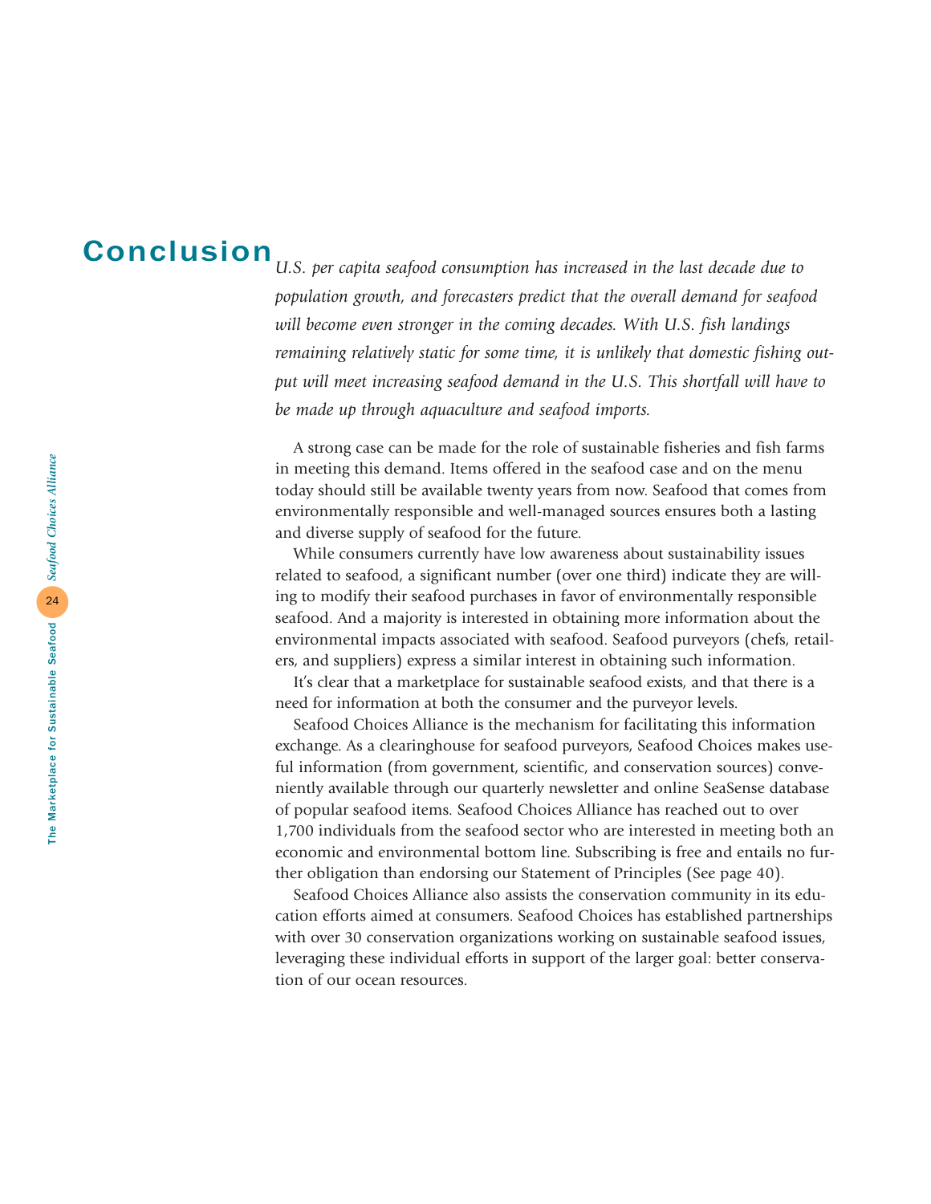# Conclusion

*U.S. per capita seafood consumption has increased in the last decade due to population growth, and forecasters predict that the overall demand for seafood will become even stronger in the coming decades. With U.S. fish landings remaining relatively static for some time, it is unlikely that domestic fishing output will meet increasing seafood demand in the U.S. This shortfall will have to be made up through aquaculture and seafood imports.*

A strong case can be made for the role of sustainable fisheries and fish farms in meeting this demand. Items offered in the seafood case and on the menu today should still be available twenty years from now. Seafood that comes from environmentally responsible and well-managed sources ensures both a lasting and diverse supply of seafood for the future.

While consumers currently have low awareness about sustainability issues related to seafood, a significant number (over one third) indicate they are willing to modify their seafood purchases in favor of environmentally responsible seafood. And a majority is interested in obtaining more information about the environmental impacts associated with seafood. Seafood purveyors (chefs, retailers, and suppliers) express a similar interest in obtaining such information.

It's clear that a marketplace for sustainable seafood exists, and that there is a need for information at both the consumer and the purveyor levels.

Seafood Choices Alliance is the mechanism for facilitating this information exchange. As a clearinghouse for seafood purveyors, Seafood Choices makes useful information (from government, scientific, and conservation sources) conveniently available through our quarterly newsletter and online SeaSense database of popular seafood items. Seafood Choices Alliance has reached out to over 1,700 individuals from the seafood sector who are interested in meeting both an economic and environmental bottom line. Subscribing is free and entails no further obligation than endorsing our Statement of Principles (See page 40).

Seafood Choices Alliance also assists the conservation community in its education efforts aimed at consumers. Seafood Choices has established partnerships with over 30 conservation organizations working on sustainable seafood issues, leveraging these individual efforts in support of the larger goal: better conservation of our ocean resources.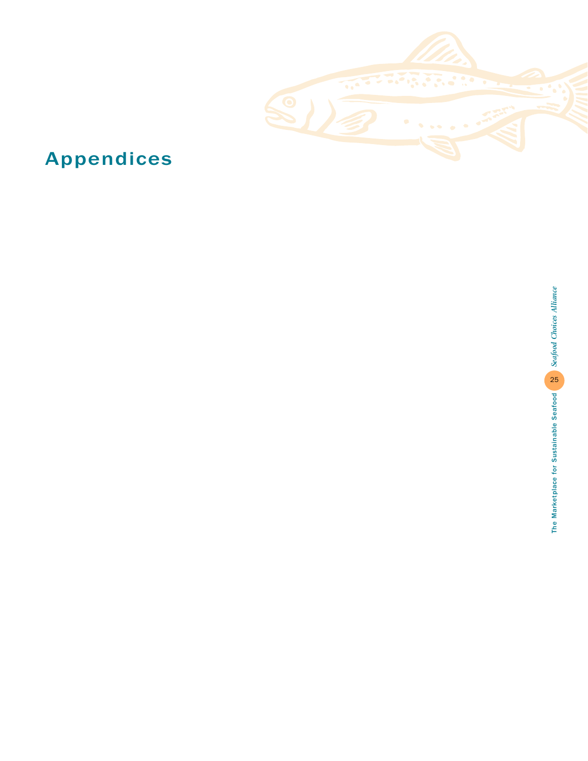# Appendices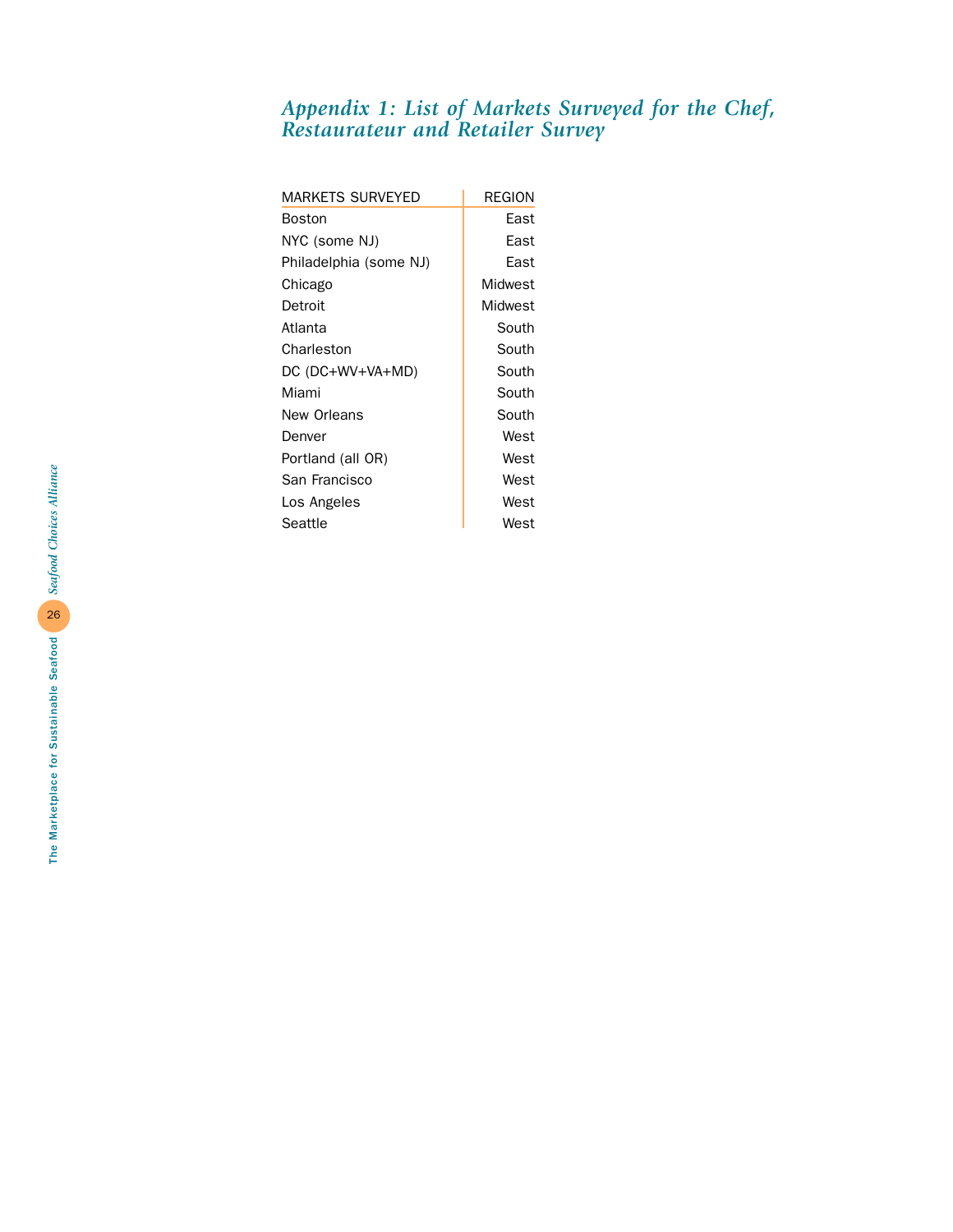## *Appendix 1: List of Markets Surveyed for the Chef, Restaurateur and Retailer Survey*

| MARKETS SURVEYED | REGION |
|---|---|
| Boston | East |
| NYC (some NJ) | East |
| Philadelphia (some NJ) | East |
| Chicago | Midwest |
| Detroit | Midwest |
| Atlanta | South |
| Charleston | South |
| DC (DC+WV+VA+MD) | South |
| Miami | South |
| New Orleans | South |
| Denver | West |
| Portland (all OR) | West |
| San Francisco | West |
| Los Angeles | West |
| Seattle | West |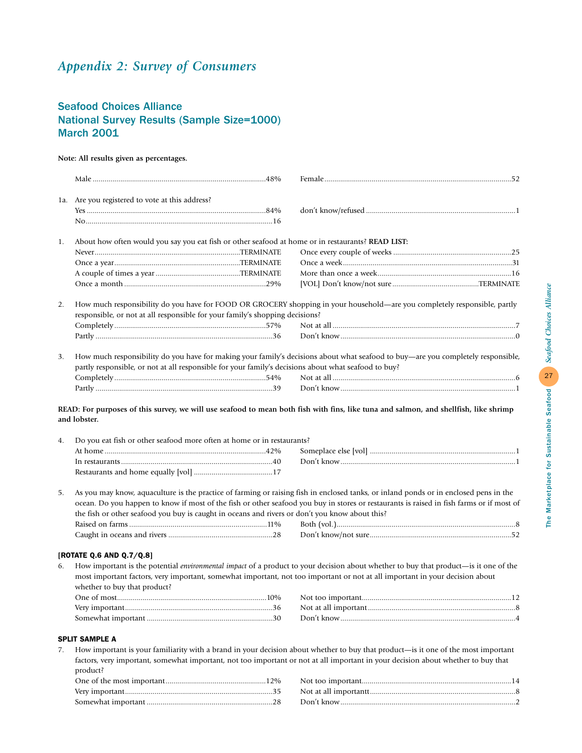# *Appendix 2: Survey of Consumers*

## Seafood Choices Alliance
## National Survey Results (Sample Size=1000)
## March 2001

**Note: All results given as percentages.**

| | | | |
|---|---|---|---|
| Male | 48% | Female | 52 |

1a. Are you registered to vote at this address?

| | | | |
|---|---|---|---|
| Yes | 84% | don't know/refused | 1 |
| No | 16 | | |

1. About how often would you say you eat fish or other seafood at home or in restaurants? **READ LIST:**

| | | | |
|---|---|---|---|
| Never | TERMINATE | Once every couple of weeks | 25 |
| Once a year | TERMINATE | Once a week | 31 |
| A couple of times a year | TERMINATE | More than once a week | 16 |
| Once a month | 29% | [VOL] Don't know/not sure | TERMINATE |

2. How much responsibility do you have for FOOD OR GROCERY shopping in your household—are you completely responsible, partly responsible, or not at all responsible for your family's shopping decisions?

| | | | |
|---|---|---|---|
| Completely | 57% | Not at all | 7 |
| Partly | 36 | Don't know | 0 |

3. How much responsibility do you have for making your family's decisions about what seafood to buy—are you completely responsible, partly responsible, or not at all responsible for your family's decisions about what seafood to buy?

| | | | |
|---|---|---|---|
| Completely | 54% | Not at all | 6 |
| Partly | 39 | Don't know | 1 |

**READ: For purposes of this survey, we will use seafood to mean both fish with fins, like tuna and salmon, and shellfish, like shrimp and lobster.**

4. Do you eat fish or other seafood more often at home or in restaurants?

| | | | |
|---|---|---|---|
| At home | 42% | Someplace else [vol] | 1 |
| In restaurants | 40 | Don't know | 1 |
| Restaurants and home equally [vol] | 17 | | |

5. As you may know, aquaculture is the practice of farming or raising fish in enclosed tanks, or inland ponds or in enclosed pens in the ocean. Do you happen to know if most of the fish or other seafood you buy in stores or restaurants is raised in fish farms or if most of the fish or other seafood you buy is caught in oceans and rivers or don't you know about this?

| | | | |
|---|---|---|---|
| Raised on farms | 11% | Both (vol.) | 8 |
| Caught in oceans and rivers | 28 | Don't know/not sure | 52 |

**[ROTATE Q.6 AND Q.7/Q.8]**

6. How important is the potential *environmental impact* of a product to your decision about whether to buy that product—is it one of the most important factors, very important, somewhat important, not too important or not at all important in your decision about whether to buy that product?

| | | | |
|---|---|---|---|
| One of most | 10% | Not too important | 12 |
| Very important | 36 | Not at all important | 8 |
| Somewhat important | 30 | Don't know | 4 |

**SPLIT SAMPLE A**

7. How important is your familiarity with a brand in your decision about whether to buy that product—is it one of the most important factors, very important, somewhat important, not too important or not at all important in your decision about whether to buy that product?

| | | | |
|---|---|---|---|
| One of the most important | 12% | Not too important | 14 |
| Very important | 35 | Not at all important | 8 |
| Somewhat important | 28 | Don't know | 2 |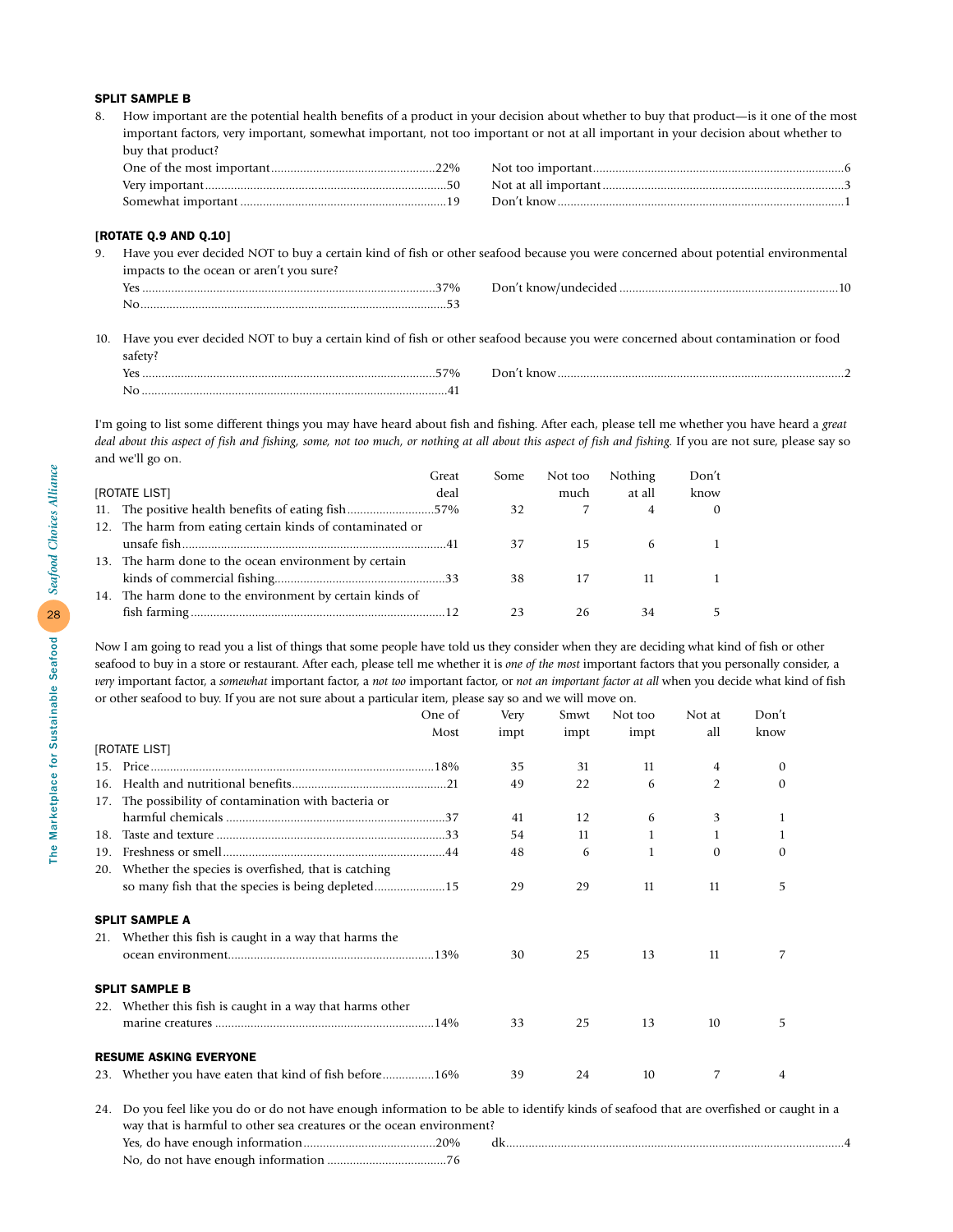**SPLIT SAMPLE B**

8. How important are the potential health benefits of a product in your decision about whether to buy that product—is it one of the most important factors, very important, somewhat important, not too important or not at all important in your decision about whether to buy that product?

| | | | |
|---|---|---|---|
| One of the most important | 22% | Not too important | 6 |
| Very important | 50 | Not at all important | 3 |
| Somewhat important | 19 | Don't know | 1 |

**[ROTATE Q.9 AND Q.10]**

9. Have you ever decided NOT to buy a certain kind of fish or other seafood because you were concerned about potential environmental impacts to the ocean or aren't you sure?

| | | | |
|---|---|---|---|
| Yes | 37% | Don't know/undecided | 10 |
| No | 53 | | |

10. Have you ever decided NOT to buy a certain kind of fish or other seafood because you were concerned about contamination or food safety?

| | | | |
|---|---|---|---|
| Yes | 57% | Don't know | 2 |
| No | 41 | | |

I'm going to list some different things you may have heard about fish and fishing. After each, please tell me whether you have heard a *great deal about this aspect of fish and fishing, some, not too much, or nothing at all about this aspect of fish and fishing.* If you are not sure, please say so and we'll go on.

| [ROTATE LIST] | Great deal | Some | Not too much | Nothing at all | Don't know |
|---|---|---|---|---|---|
| 11. The positive health benefits of eating fish | 57% | 32 | 7 | 4 | 0 |
| 12. The harm from eating certain kinds of contaminated or unsafe fish | 41 | 37 | 15 | 6 | 1 |
| 13. The harm done to the ocean environment by certain kinds of commercial fishing | 33 | 38 | 17 | 11 | 1 |
| 14. The harm done to the environment by certain kinds of fish farming | 12 | 23 | 26 | 34 | 5 |

Now I am going to read you a list of things that some people have told us they consider when they are deciding what kind of fish or other seafood to buy in a store or restaurant. After each, please tell me whether it is *one of the most* important factors that you personally consider, a *very* important factor, a *somewhat* important factor, a *not too* important factor, or *not an important factor at all* when you decide what kind of fish or other seafood to buy. If you are not sure about a particular item, please say so and we will move on.

| [ROTATE LIST] | One of Most | Very impt | Smwt impt | Not too impt | Not at all | Don't know |
|---|---|---|---|---|---|---|
| 15. Price | 18% | 35 | 31 | 11 | 4 | 0 |
| 16. Health and nutritional benefits | 21 | 49 | 22 | 6 | 2 | 0 |
| 17. The possibility of contamination with bacteria or harmful chemicals | 37 | 41 | 12 | 6 | 3 | 1 |
| 18. Taste and texture | 33 | 54 | 11 | 1 | 1 | 1 |
| 19. Freshness or smell | 44 | 48 | 6 | 1 | 0 | 0 |
| 20. Whether the species is overfished, that is catching so many fish that the species is being depleted | 15 | 29 | 29 | 11 | 11 | 5 |
| **SPLIT SAMPLE A** | | | | | | |
| 21. Whether this fish is caught in a way that harms the ocean environment | 13% | 30 | 25 | 13 | 11 | 7 |
| **SPLIT SAMPLE B** | | | | | | |
| 22. Whether this fish is caught in a way that harms other marine creatures | 14% | 33 | 25 | 13 | 10 | 5 |
| **RESUME ASKING EVERYONE** | | | | | | |
| 23. Whether you have eaten that kind of fish before | 16% | 39 | 24 | 10 | 7 | 4 |

24. Do you feel like you do or do not have enough information to be able to identify kinds of seafood that are overfished or caught in a way that is harmful to other sea creatures or the ocean environment?

| | | | |
|---|---|---|---|
| Yes, do have enough information | 20% | dk | 4 |
| No, do not have enough information | 76 | | |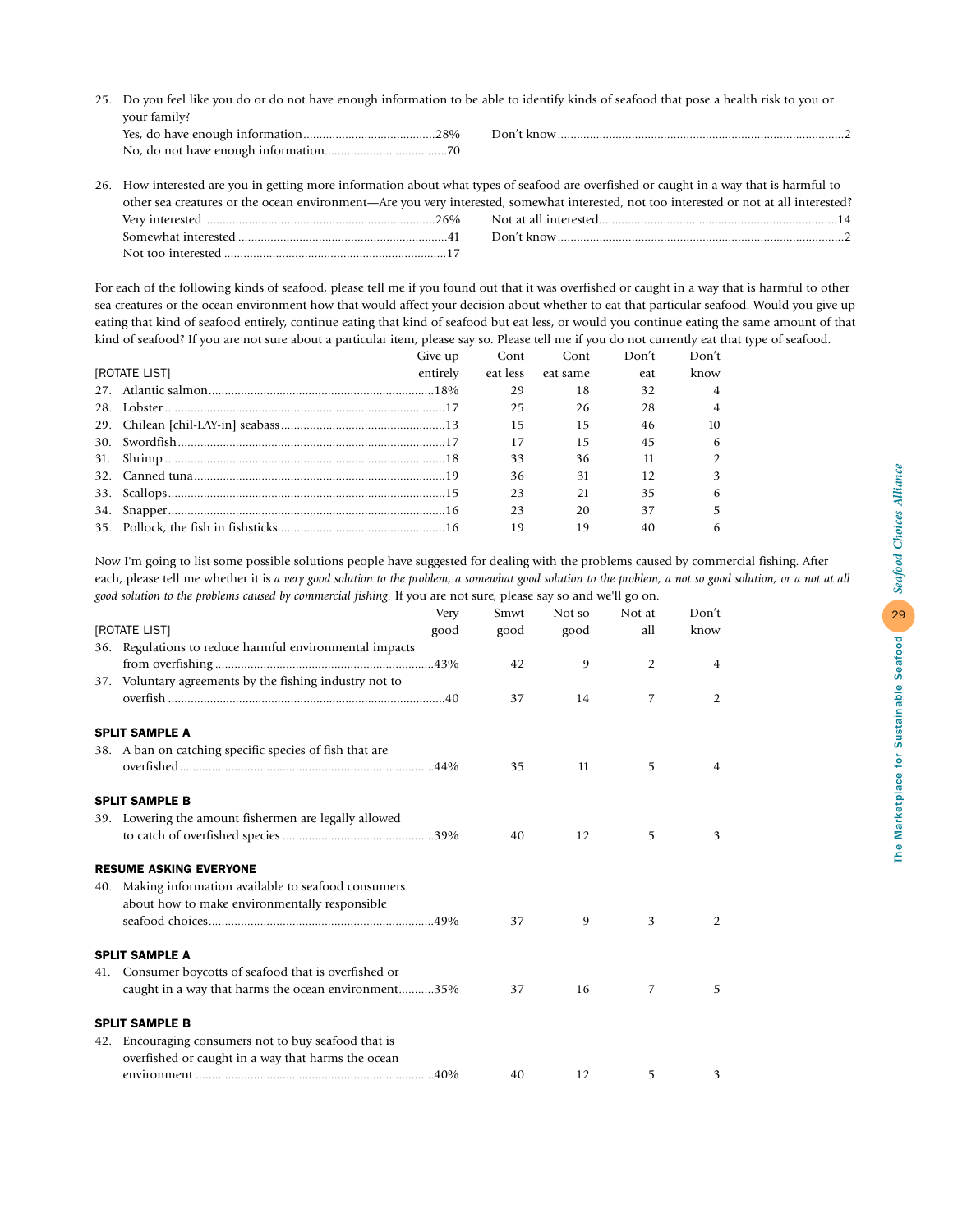25. Do you feel like you do or do not have enough information to be able to identify kinds of seafood that pose a health risk to you or your family?

| | |
|---|---|
| Yes, do have enough information | 28% |
| No, do not have enough information | 70 |
| Don't know | 2 |

26. How interested are you in getting more information about what types of seafood are overfished or caught in a way that is harmful to other sea creatures or the ocean environment—Are you very interested, somewhat interested, not too interested or not at all interested?

| | |
|---|---|
| Very interested | 26% |
| Somewhat interested | 41 |
| Not too interested | 17 |
| Not at all interested | 14 |
| Don't know | 2 |

For each of the following kinds of seafood, please tell me if you found out that it was overfished or caught in a way that is harmful to other sea creatures or the ocean environment how that would affect your decision about whether to eat that particular seafood. Would you give up eating that kind of seafood entirely, continue eating that kind of seafood but eat less, or would you continue eating the same amount of that kind of seafood? If you are not sure about a particular item, please say so. Please tell me if you do not currently eat that type of seafood.

| [ROTATE LIST] | Give up entirely | Cont eat less | Cont eat same | Don't eat | Don't know |
|---|---|---|---|---|---|
| 27. Atlantic salmon | 18% | 29 | 18 | 32 | 4 |
| 28. Lobster | 17 | 25 | 26 | 28 | 4 |
| 29. Chilean [chil-LAY-in] seabass | 13 | 15 | 15 | 46 | 10 |
| 30. Swordfish | 17 | 17 | 15 | 45 | 6 |
| 31. Shrimp | 18 | 33 | 36 | 11 | 2 |
| 32. Canned tuna | 19 | 36 | 31 | 12 | 3 |
| 33. Scallops | 15 | 23 | 21 | 35 | 6 |
| 34. Snapper | 16 | 23 | 20 | 37 | 5 |
| 35. Pollock, the fish in fishsticks | 16 | 19 | 19 | 40 | 6 |

Now I'm going to list some possible solutions people have suggested for dealing with the problems caused by commercial fishing. After each, please tell me whether it is *a very good solution to the problem, a somewhat good solution to the problem, a not so good solution, or a not at all good solution to the problems caused by commercial fishing.* If you are not sure, please say so and we'll go on.

| [ROTATE LIST] | Very good | Smwt good | Not so good | Not at all | Don't know |
|---|---|---|---|---|---|
| 36. Regulations to reduce harmful environmental impacts from overfishing | 43% | 42 | 9 | 2 | 4 |
| 37. Voluntary agreements by the fishing industry not to overfish | 40 | 37 | 14 | 7 | 2 |
| **SPLIT SAMPLE A** | | | | | |
| 38. A ban on catching specific species of fish that are overfished | 44% | 35 | 11 | 5 | 4 |
| **SPLIT SAMPLE B** | | | | | |
| 39. Lowering the amount fishermen are legally allowed to catch of overfished species | 39% | 40 | 12 | 5 | 3 |
| **RESUME ASKING EVERYONE** | | | | | |
| 40. Making information available to seafood consumers about how to make environmentally responsible seafood choices | 49% | 37 | 9 | 3 | 2 |
| **SPLIT SAMPLE A** | | | | | |
| 41. Consumer boycotts of seafood that is overfished or caught in a way that harms the ocean environment | 35% | 37 | 16 | 7 | 5 |
| **SPLIT SAMPLE B** | | | | | |
| 42. Encouraging consumers not to buy seafood that is overfished or caught in a way that harms the ocean environment | 40% | 40 | 12 | 5 | 3 |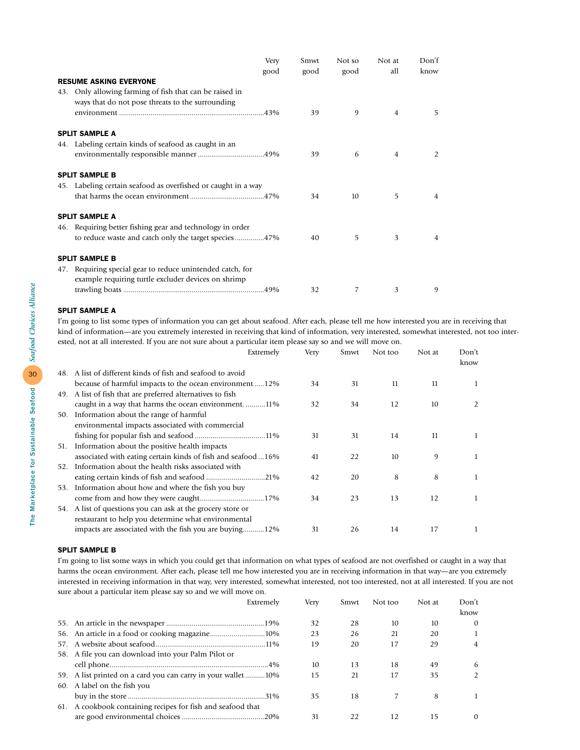| | Very good | Smwt good | Not so good | Not at all | Don't know |
|---|---|---|---|---|---|
| **RESUME ASKING EVERYONE** | | | | | |
| 43. Only allowing farming of fish that can be raised in ways that do not pose threats to the surrounding environment | 43% | 39 | 9 | 4 | 5 |
| **SPLIT SAMPLE A** | | | | | |
| 44. Labeling certain kinds of seafood as caught in an environmentally responsible manner | 49% | 39 | 6 | 4 | 2 |
| **SPLIT SAMPLE B** | | | | | |
| 45. Labeling certain seafood as overfished or caught in a way that harms the ocean environment | 47% | 34 | 10 | 5 | 4 |
| **SPLIT SAMPLE A** | | | | | |
| 46. Requiring better fishing gear and technology in order to reduce waste and catch only the target species | 47% | 40 | 5 | 3 | 4 |
| **SPLIT SAMPLE B** | | | | | |
| 47. Requiring special gear to reduce unintended catch, for example requiring turtle excluder devices on shrimp trawling boats | 49% | 32 | 7 | 3 | 9 |

**SPLIT SAMPLE A**

I'm going to list some types of information you can get about seafood. After each, please tell me how interested you are in receiving that kind of information—are you extremely interested in receiving that kind of information, very interested, somewhat interested, not too interested, not at all interested. If you are not sure about a particular item please say so and we will move on.

| | Extremely | Very | Smwt | Not too | Not at | Don't know |
|---|---|---|---|---|---|---|
| 48. A list of different kinds of fish and seafood to avoid because of harmful impacts to the ocean environment | 12% | 34 | 31 | 11 | 11 | 1 |
| 49. A list of fish that are preferred alternatives to fish caught in a way that harms the ocean environment. | 11% | 32 | 34 | 12 | 10 | 2 |
| 50. Information about the range of harmful environmental impacts associated with commercial fishing for popular fish and seafood | 11% | 31 | 31 | 14 | 11 | 1 |
| 51. Information about the positive health impacts associated with eating certain kinds of fish and seafood | 16% | 41 | 22 | 10 | 9 | 1 |
| 52. Information about the health risks associated with eating certain kinds of fish and seafood | 21% | 42 | 20 | 8 | 8 | 1 |
| 53. Information about how and where the fish you buy come from and how they were caught | 17% | 34 | 23 | 13 | 12 | 1 |
| 54. A list of questions you can ask at the grocery store or restaurant to help you determine what environmental impacts are associated with the fish you are buying | 12% | 31 | 26 | 14 | 17 | 1 |

**SPLIT SAMPLE B**

I'm going to list some ways in which you could get that information on what types of seafood are not overfished or caught in a way that harms the ocean environment. After each, please tell me how interested you are in receiving information in that way—are you extremely interested in receiving information in that way, very interested, somewhat interested, not too interested, not at all interested. If you are not sure about a particular item please say so and we will move on.

| | Extremely | Very | Smwt | Not too | Not at | Don't know |
|---|---|---|---|---|---|---|
| 55. An article in the newspaper | 19% | 32 | 28 | 10 | 10 | 0 |
| 56. An article in a food or cooking magazine | 10% | 23 | 26 | 21 | 20 | 1 |
| 57. A website about seafood | 11% | 19 | 20 | 17 | 29 | 4 |
| 58. A file you can download into your Palm Pilot or cell phone | 4% | 10 | 13 | 18 | 49 | 6 |
| 59. A list printed on a card you can carry in your wallet | 10% | 15 | 21 | 17 | 35 | 2 |
| 60. A label on the fish you buy in the store | 31% | 35 | 18 | 7 | 8 | 1 |
| 61. A cookbook containing recipes for fish and seafood that are good environmental choices | 20% | 31 | 22 | 12 | 15 | 0 |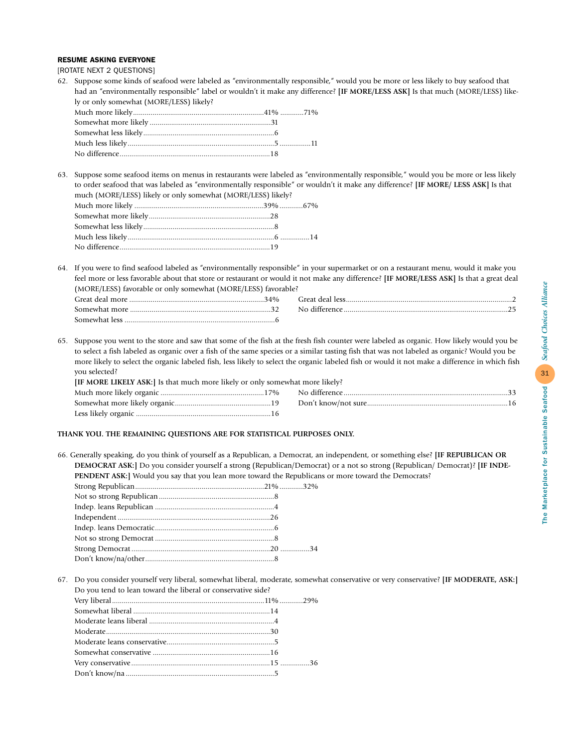**RESUME ASKING EVERYONE**

[ROTATE NEXT 2 QUESTIONS]

62. Suppose some kinds of seafood were labeled as "environmentally responsible," would you be more or less likely to buy seafood that had an "environmentally responsible" label or wouldn't it make any difference? **[IF MORE/LESS ASK]** Is that much (MORE/LESS) likely or only somewhat (MORE/LESS) likely?

| | | |
|---|---|---|
| Much more likely | 41% | 71% |
| Somewhat more likely | 31 | |
| Somewhat less likely | 6 | |
| Much less likely | 5 | 11 |
| No difference | 18 | |

63. Suppose some seafood items on menus in restaurants were labeled as "environmentally responsible," would you be more or less likely to order seafood that was labeled as "environmentally responsible" or wouldn't it make any difference? **[IF MORE/ LESS ASK]** Is that much (MORE/LESS) likely or only somewhat (MORE/LESS) likely?

| | | |
|---|---|---|
| Much more likely | 39% | 67% |
| Somewhat more likely | 28 | |
| Somewhat less likely | 8 | |
| Much less likely | 6 | 14 |
| No difference | 19 | |

64. If you were to find seafood labeled as "environmentally responsible" in your supermarket or on a restaurant menu, would it make you feel more or less favorable about that store or restaurant or would it not make any difference? **[IF MORE/LESS ASK]** Is that a great deal (MORE/LESS) favorable or only somewhat (MORE/LESS) favorable?

| | | | |
|---|---|---|---|
| Great deal more | 34% | Great deal less | 2 |
| Somewhat more | 32 | No difference | 25 |
| Somewhat less | 6 | | |

65. Suppose you went to the store and saw that some of the fish at the fresh fish counter were labeled as organic. How likely would you be to select a fish labeled as organic over a fish of the same species or a similar tasting fish that was not labeled as organic? Would you be more likely to select the organic labeled fish, less likely to select the organic labeled fish or would it not make a difference in which fish you selected?

**[IF MORE LIKELY ASK:]** Is that much more likely or only somewhat more likely?

| | | | |
|---|---|---|---|
| Much more likely organic | 17% | No difference | 33 |
| Somewhat more likely organic | 19 | Don't know/not sure | 16 |
| Less likely organic | 16 | | |

**THANK YOU. THE REMAINING QUESTIONS ARE FOR STATISTICAL PURPOSES ONLY.**

66. Generally speaking, do you think of yourself as a Republican, a Democrat, an independent, or something else? **[IF REPUBLICAN OR DEMOCRAT ASK:]** Do you consider yourself a strong (Republican/Democrat) or a not so strong (Republican/ Democrat)? **[IF INDEPENDENT ASK:]** Would you say that you lean more toward the Republicans or more toward the Democrats?

| | | |
|---|---|---|
| Strong Republican | 21% | 32% |
| Not so strong Republican | 8 | |
| Indep. leans Republican | 4 | |
| Independent | 26 | |
| Indep. leans Democratic | 6 | |
| Not so strong Democrat | 8 | |
| Strong Democrat | 20 | 34 |
| Don't know/na/other | 8 | |

67. Do you consider yourself very liberal, somewhat liberal, moderate, somewhat conservative or very conservative? **[IF MODERATE, ASK:]** Do you tend to lean toward the liberal or conservative side?

| | | |
|---|---|---|
| Very liberal | 11% | 29% |
| Somewhat liberal | 14 | |
| Moderate leans liberal | 4 | |
| Moderate | 30 | |
| Moderate leans conservative | 5 | |
| Somewhat conservative | 16 | |
| Very conservative | 15 | 36 |
| Don't know/na | 5 | |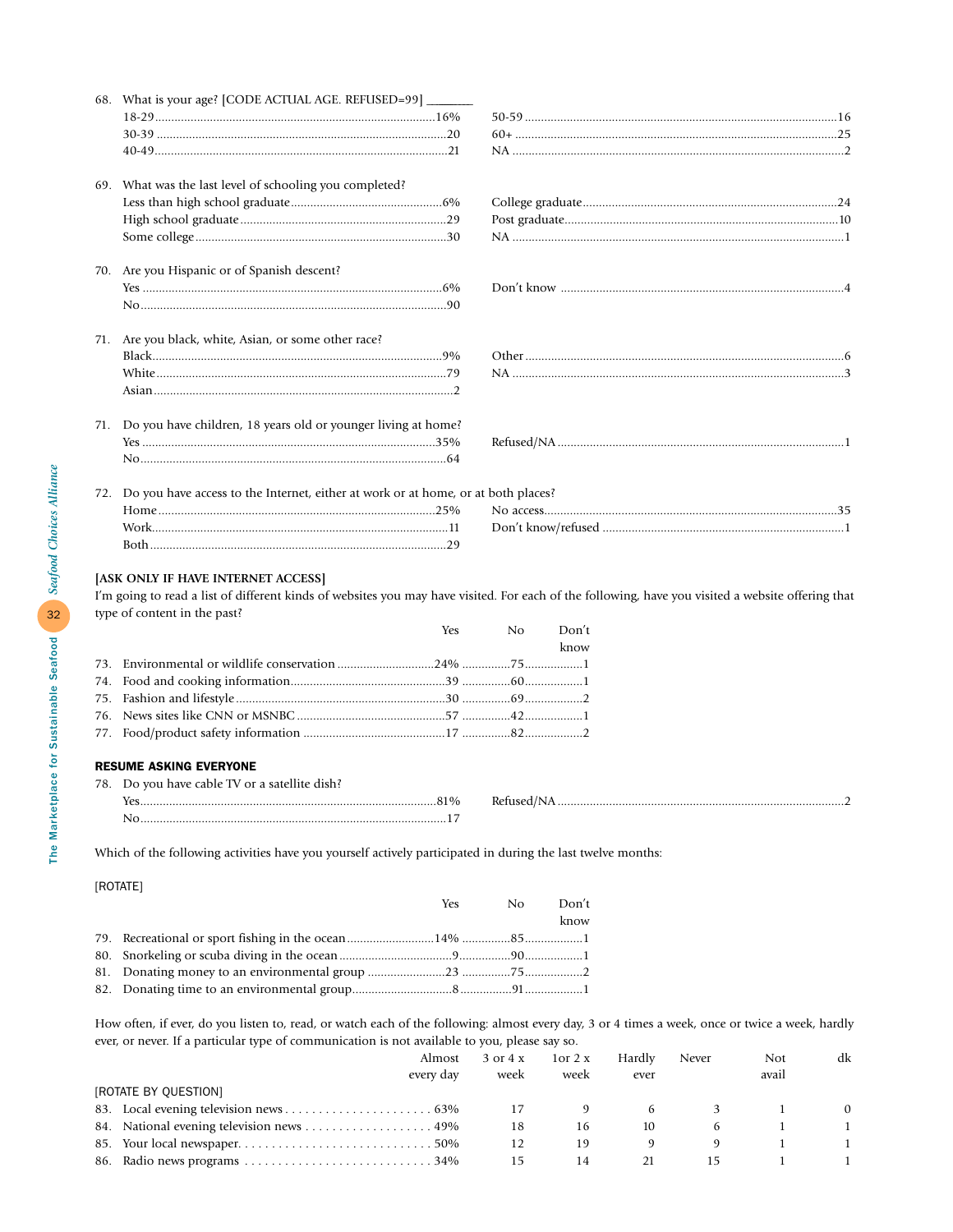68. What is your age? [CODE ACTUAL AGE. REFUSED=99] ________

| | | | |
|---|---|---|---|
| 18-29 | 16% | 50-59 | 16 |
| 30-39 | 20 | 60+ | 25 |
| 40-49 | 21 | NA | 2 |

69. What was the last level of schooling you completed?

| | | | |
|---|---|---|---|
| Less than high school graduate | 6% | College graduate | 24 |
| High school graduate | 29 | Post graduate | 10 |
| Some college | 30 | NA | 1 |

70. Are you Hispanic or of Spanish descent?

| | | | |
|---|---|---|---|
| Yes | 6% | Don't know | 4 |
| No | 90 | | |

71. Are you black, white, Asian, or some other race?

| | | | |
|---|---|---|---|
| Black | 9% | Other | 6 |
| White | 79 | NA | 3 |
| Asian | 2 | | |

71. Do you have children, 18 years old or younger living at home?

| | | | |
|---|---|---|---|
| Yes | 35% | Refused/NA | 1 |
| No | 64 | | |

72. Do you have access to the Internet, either at work or at home, or at both places?

| | | | |
|---|---|---|---|
| Home | 25% | No access | 35 |
| Work | 11 | Don't know/refused | 1 |
| Both | 29 | | |

**[ASK ONLY IF HAVE INTERNET ACCESS]**

I'm going to read a list of different kinds of websites you may have visited. For each of the following, have you visited a website offering that type of content in the past?

| | Yes | No | Don't know |
|---|---|---|---|
| 73. Environmental or wildlife conservation | 24% | 75 | 1 |
| 74. Food and cooking information | 39 | 60 | 1 |
| 75. Fashion and lifestyle | 30 | 69 | 2 |
| 76. News sites like CNN or MSNBC | 57 | 42 | 1 |
| 77. Food/product safety information | 17 | 82 | 2 |

**RESUME ASKING EVERYONE**

78. Do you have cable TV or a satellite dish?

| | | | |
|---|---|---|---|
| Yes | 81% | Refused/NA | 2 |
| No | 17 | | |

Which of the following activities have you yourself actively participated in during the last twelve months:

[ROTATE]

| | Yes | No | Don't know |
|---|---|---|---|
| 79. Recreational or sport fishing in the ocean | 14% | 85 | 1 |
| 80. Snorkeling or scuba diving in the ocean | 9 | 90 | 1 |
| 81. Donating money to an environmental group | 23 | 75 | 2 |
| 82. Donating time to an environmental group | 8 | 91 | 1 |

How often, if ever, do you listen to, read, or watch each of the following: almost every day, 3 or 4 times a week, once or twice a week, hardly ever, or never. If a particular type of communication is not available to you, please say so.

| [ROTATE BY QUESTION] | Almost every day | 3 or 4 x week | 1or 2 x week | Hardly ever | Never | Not avail | dk |
|---|---|---|---|---|---|---|---|
| 83. Local evening television news | 63% | 17 | 9 | 6 | 3 | 1 | 0 |
| 84. National evening television news | 49% | 18 | 16 | 10 | 6 | 1 | 1 |
| 85. Your local newspaper | 50% | 12 | 19 | 9 | 9 | 1 | 1 |
| 86. Radio news programs | 34% | 15 | 14 | 21 | 15 | 1 | 1 |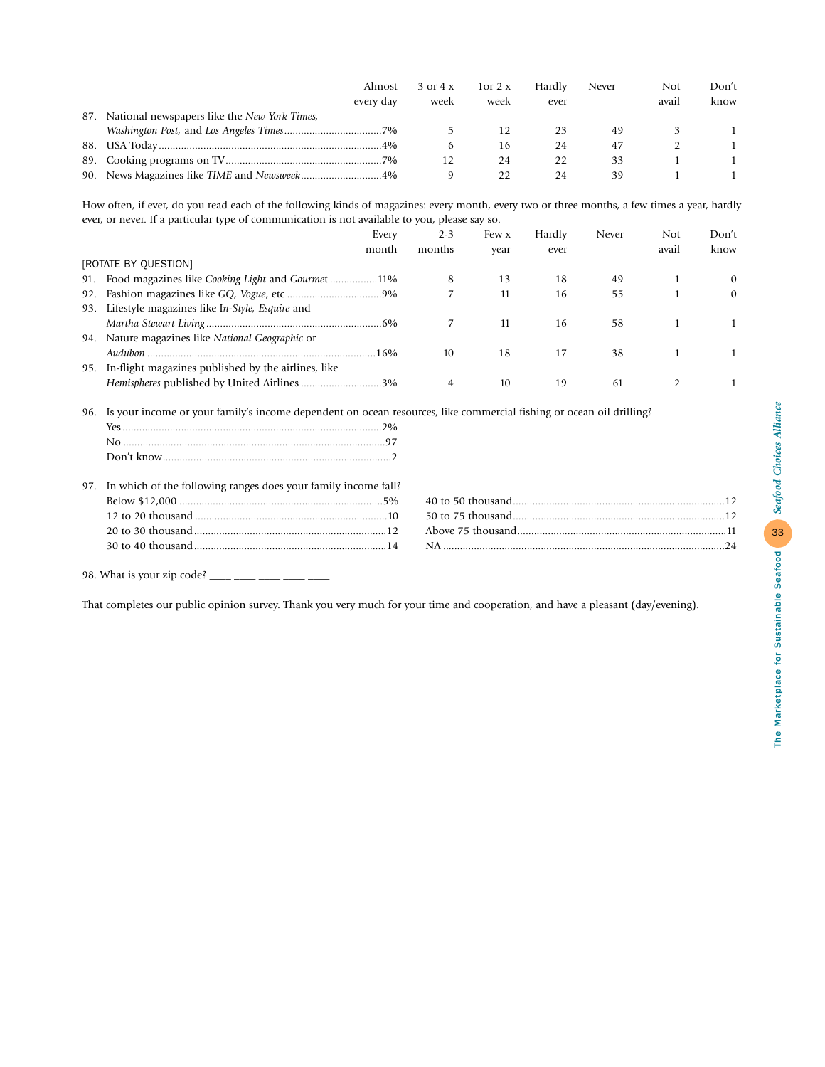| | Almost every day | 3 or 4 x week | 1or 2 x week | Hardly ever | Never | Not avail | Don't know |
|---|---|---|---|---|---|---|---|
| 87. National newspapers like the *New York Times, Washington Post,* and *Los Angeles Times* | 7% | 5 | 12 | 23 | 49 | 3 | 1 |
| 88. USA Today | 4% | 6 | 16 | 24 | 47 | 2 | 1 |
| 89. Cooking programs on TV | 7% | 12 | 24 | 22 | 33 | 1 | 1 |
| 90. News Magazines like *TIME* and *Newsweek* | 4% | 9 | 22 | 24 | 39 | 1 | 1 |

How often, if ever, do you read each of the following kinds of magazines: every month, every two or three months, a few times a year, hardly ever, or never. If a particular type of communication is not available to you, please say so.

[ROTATE BY QUESTION]

| | Every month | 2-3 months | Few x year | Hardly ever | Never | Not avail | Don't know |
|---|---|---|---|---|---|---|---|
| 91. Food magazines like *Cooking Light* and *Gourmet* | 11% | 8 | 13 | 18 | 49 | 1 | 0 |
| 92. Fashion magazines like *GQ, Vogue*, etc | 9% | 7 | 11 | 16 | 55 | 1 | 0 |
| 93. Lifestyle magazines like *In-Style, Esquire* and *Martha Stewart Living* | 6% | 7 | 11 | 16 | 58 | 1 | 1 |
| 94. Nature magazines like *National Geographic* or *Audubon* | 16% | 10 | 18 | 17 | 38 | 1 | 1 |
| 95. In-flight magazines published by the airlines, like *Hemispheres* published by United Airlines | 3% | 4 | 10 | 19 | 61 | 2 | 1 |

96. Is your income or your family's income dependent on ocean resources, like commercial fishing or ocean oil drilling?

| | |
|---|---|
| Yes | 2% |
| No | 97 |
| Don't know | 2 |

97. In which of the following ranges does your family income fall?

| | |
|---|---|
| Below $12,000 | 5% |
| 12 to 20 thousand | 10 |
| 20 to 30 thousand | 12 |
| 30 to 40 thousand | 14 |
| 40 to 50 thousand | 12 |
| 50 to 75 thousand | 12 |
| Above 75 thousand | 11 |
| NA | 24 |

98. What is your zip code? ____ ____ ____ ____ ____

That completes our public opinion survey. Thank you very much for your time and cooperation, and have a pleasant (day/evening).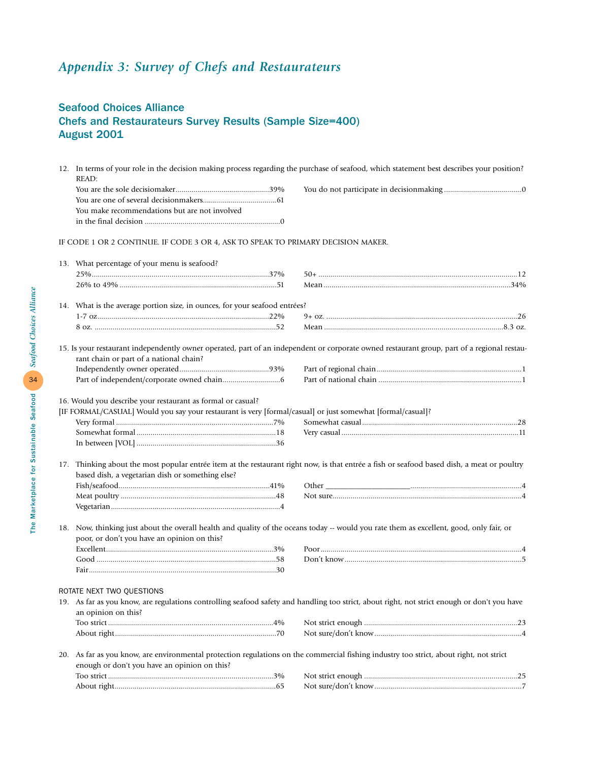# *Appendix 3: Survey of Chefs and Restaurateurs*

## Seafood Choices Alliance
## Chefs and Restaurateurs Survey Results (Sample Size=400)
## August 2001

12. In terms of your role in the decision making process regarding the purchase of seafood, which statement best describes your position? READ:

| | | | |
|---|---|---|---|
| You are the sole decisiomaker | 39% | You do not participate in decisionmaking | 0 |
| You are one of several decisionmakers | 61 | | |
| You make recommendations but are not involved in the final decision | 0 | | |

IF CODE 1 OR 2 CONTINUE. IF CODE 3 OR 4, ASK TO SPEAK TO PRIMARY DECISION MAKER.

13. What percentage of your menu is seafood?

| | | | |
|---|---|---|---|
| 25% | 37% | 50+ | 12 |
| 26% to 49% | 51 | Mean | 34% |

14. What is the average portion size, in ounces, for your seafood entrées?

| | | | |
|---|---|---|---|
| 1-7 oz | 22% | 9+ oz. | 26 |
| 8 oz. | 52 | Mean | 8.3 oz. |

15. Is your restaurant independently owner operated, part of an independent or corporate owned restaurant group, part of a regional restaurant chain or part of a national chain?

| | | | |
|---|---|---|---|
| Independently owner operated | 93% | Part of regional chain | 1 |
| Part of independent/corporate owned chain | 6 | Part of national chain | 1 |

16. Would you describe your restaurant as formal or casual?
[IF FORMAL/CASUAL] Would you say your restaurant is very [formal/casual] or just somewhat [formal/casual]?

| | | | |
|---|---|---|---|
| Very formal | 7% | Somewhat casual | 28 |
| Somewhat formal | 18 | Very casual | 11 |
| In between [VOL] | 36 | | |

17. Thinking about the most popular entrée item at the restaurant right now, is that entrée a fish or seafood based dish, a meat or poultry based dish, a vegetarian dish or something else?

| | | | |
|---|---|---|---|
| Fish/seafood | 41% | Other ____________________ | 4 |
| Meat poultry | 48 | Not sure | 4 |
| Vegetarian | 4 | | |

18. Now, thinking just about the overall health and quality of the oceans today -- would you rate them as excellent, good, only fair, or poor, or don't you have an opinion on this?

| | | | |
|---|---|---|---|
| Excellent | 3% | Poor | 4 |
| Good | 58 | Don't know | 5 |
| Fair | 30 | | |

ROTATE NEXT TWO QUESTIONS

19. As far as you know, are regulations controlling seafood safety and handling too strict, about right, not strict enough or don't you have an opinion on this?

| | | | |
|---|---|---|---|
| Too strict | 4% | Not strict enough | 23 |
| About right | 70 | Not sure/don't know | 4 |

20. As far as you know, are environmental protection regulations on the commercial fishing industry too strict, about right, not strict enough or don't you have an opinion on this?

| | | | |
|---|---|---|---|
| Too strict | 3% | Not strict enough | 25 |
| About right | 65 | Not sure/don't know | 7 |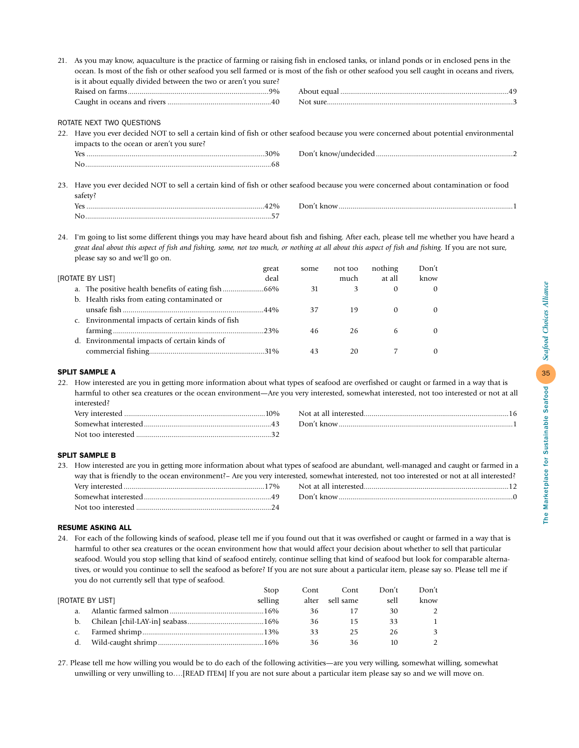21. As you may know, aquaculture is the practice of farming or raising fish in enclosed tanks, or inland ponds or in enclosed pens in the ocean. Is most of the fish or other seafood you sell farmed or is most of the fish or other seafood you sell caught in oceans and rivers, is it about equally divided between the two or aren't you sure?

| | | | |
|---|---|---|---|
| Raised on farms | 9% | About equal | 49 |
| Caught in oceans and rivers | 40 | Not sure | 3 |

ROTATE NEXT TWO QUESTIONS

22. Have you ever decided NOT to sell a certain kind of fish or other seafood because you were concerned about potential environmental impacts to the ocean or aren't you sure?

| | | | |
|---|---|---|---|
| Yes | 30% | Don't know/undecided | 2 |
| No | 68 | | |

23. Have you ever decided NOT to sell a certain kind of fish or other seafood because you were concerned about contamination or food safety?

| | | | |
|---|---|---|---|
| Yes | 42% | Don't know | 1 |
| No | 57 | | |

24. I'm going to list some different things you may have heard about fish and fishing. After each, please tell me whether you have heard a *great deal about this aspect of fish and fishing, some, not too much, or nothing at all about this aspect of fish and fishing.* If you are not sure, please say so and we'll go on.

| [ROTATE BY LIST] | great deal | some | not too much | nothing at all | Don't know |
|---|---|---|---|---|---|
| a. The positive health benefits of eating fish | 66% | 31 | 3 | 0 | 0 |
| b. Health risks from eating contaminated or unsafe fish | 44% | 37 | 19 | 0 | 0 |
| c. Environmental impacts of certain kinds of fish farming | 23% | 46 | 26 | 6 | 0 |
| d. Environmental impacts of certain kinds of commercial fishing | 31% | 43 | 20 | 7 | 0 |

**SPLIT SAMPLE A**

22. How interested are you in getting more information about what types of seafood are overfished or caught or farmed in a way that is harmful to other sea creatures or the ocean environment—Are you very interested, somewhat interested, not too interested or not at all interested?

| | | | |
|---|---|---|---|
| Very interested | 10% | Not at all interested | 16 |
| Somewhat interested | 43 | Don't know | 1 |
| Not too interested | 32 | | |

**SPLIT SAMPLE B**

23. How interested are you in getting more information about what types of seafood are abundant, well-managed and caught or farmed in a way that is friendly to the ocean environment?– Are you very interested, somewhat interested, not too interested or not at all interested?

| | | | |
|---|---|---|---|
| Very interested | 17% | Not at all interested | 12 |
| Somewhat interested | 49 | Don't know | 0 |
| Not too interested | 24 | | |

**RESUME ASKING ALL**

24. For each of the following kinds of seafood, please tell me if you found out that it was overfished or caught or farmed in a way that is harmful to other sea creatures or the ocean environment how that would affect your decision about whether to sell that particular seafood. Would you stop selling that kind of seafood entirely, continue selling that kind of seafood but look for comparable alternatives, or would you continue to sell the seafood as before? If you are not sure about a particular item, please say so. Please tell me if you do not currently sell that type of seafood.

| [ROTATE BY LIST] | Stop selling | Cont alter | Cont sell same | Don't sell | Don't know |
|---|---|---|---|---|---|
| a. Atlantic farmed salmon | 16% | 36 | 17 | 30 | 2 |
| b. Chilean [chil-LAY-in] seabass | 16% | 36 | 15 | 33 | 1 |
| c. Farmed shrimp | 13% | 33 | 25 | 26 | 3 |
| d. Wild-caught shrimp | 16% | 36 | 36 | 10 | 2 |

27. Please tell me how willing you would be to do each of the following activities—are you very willing, somewhat willing, somewhat unwilling or very unwilling to….[READ ITEM] If you are not sure about a particular item please say so and we will move on.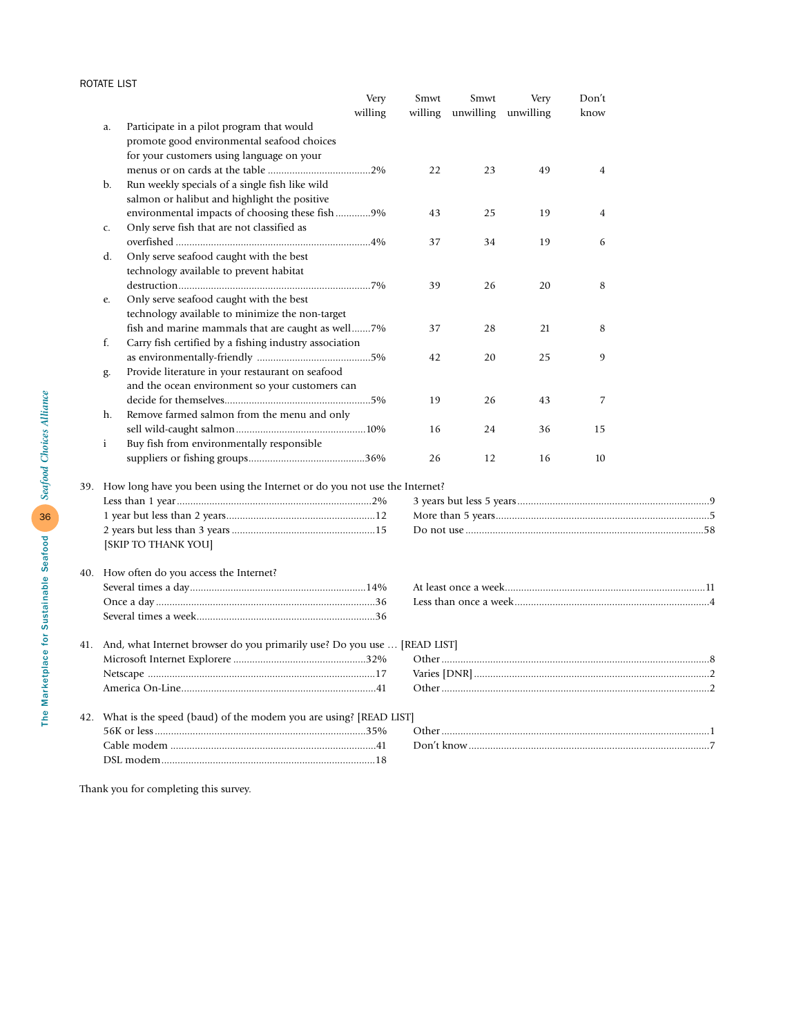ROTATE LIST

| | | Very willing | Smwt willing | Smwt unwilling | Very unwilling | Don't know |
|---|---|---|---|---|---|---|
| a. | Participate in a pilot program that would promote good environmental seafood choices for your customers using language on your menus or on cards at the table | 2% | 22 | 23 | 49 | 4 |
| b. | Run weekly specials of a single fish like wild salmon or halibut and highlight the positive environmental impacts of choosing these fish | 9% | 43 | 25 | 19 | 4 |
| c. | Only serve fish that are not classified as overfished | 4% | 37 | 34 | 19 | 6 |
| d. | Only serve seafood caught with the best technology available to prevent habitat destruction | 7% | 39 | 26 | 20 | 8 |
| e. | Only serve seafood caught with the best technology available to minimize the non-target fish and marine mammals that are caught as well | 7% | 37 | 28 | 21 | 8 |
| f. | Carry fish certified by a fishing industry association as environmentally-friendly | 5% | 42 | 20 | 25 | 9 |
| g. | Provide literature in your restaurant on seafood and the ocean environment so your customers can decide for themselves | 5% | 19 | 26 | 43 | 7 |
| h. | Remove farmed salmon from the menu and only sell wild-caught salmon | 10% | 16 | 24 | 36 | 15 |
| i | Buy fish from environmentally responsible suppliers or fishing groups | 36% | 26 | 12 | 16 | 10 |

39. How long have you been using the Internet or do you not use the Internet?

Less than 1 year ....... 2%
1 year but less than 2 years ....... 12
2 years but less than 3 years ....... 15
3 years but less 5 years ....... 9
More than 5 years ....... 5
Do not use ....... 58
[SKIP TO THANK YOU]

40. How often do you access the Internet?

Several times a day ....... 14%
Once a day ....... 36
Several times a week ....... 36
At least once a week ....... 11
Less than once a week ....... 4

41. And, what Internet browser do you primarily use? Do you use … [READ LIST]

Microsoft Internet Explorere ....... 32%
Netscape ....... 17
America On-Line ....... 41
Other ....... 8
Varies [DNR] ....... 2
Other ....... 2

42. What is the speed (baud) of the modem you are using? [READ LIST]

56K or less ....... 35%
Cable modem ....... 41
DSL modem ....... 18
Other ....... 1
Don't know ....... 7

Thank you for completing this survey.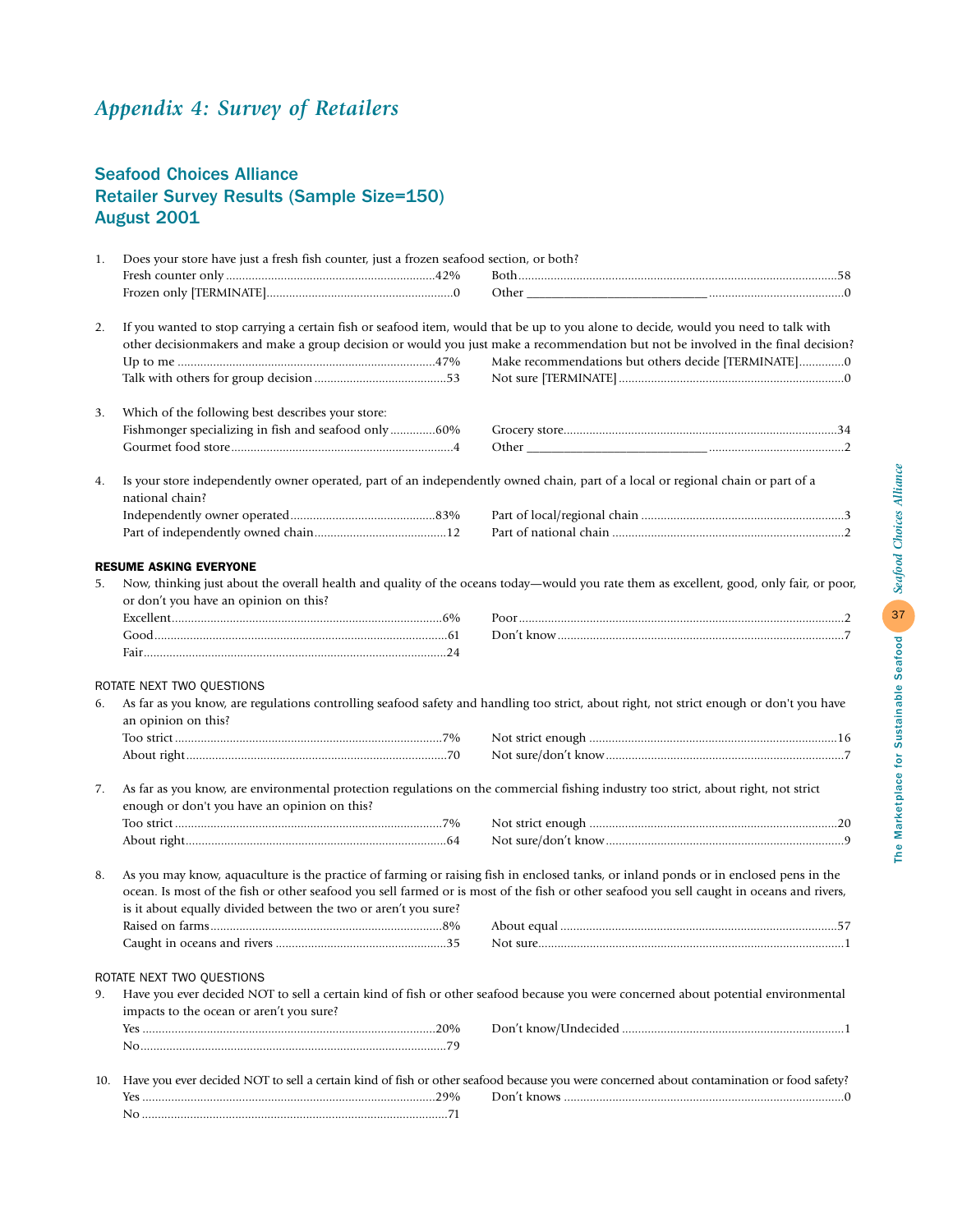# *Appendix 4: Survey of Retailers*

## Seafood Choices Alliance
## Retailer Survey Results (Sample Size=150)
## August 2001

1. Does your store have just a fresh fish counter, just a frozen seafood section, or both?
   - Fresh counter only ....................42%
   - Frozen only [TERMINATE]....................0
   - Both....................58
   - Other ____________ ....................0

2. If you wanted to stop carrying a certain fish or seafood item, would that be up to you alone to decide, would you need to talk with other decisionmakers and make a group decision or would you just make a recommendation but not be involved in the final decision?
   - Up to me ....................47%
   - Talk with others for group decision ....................53
   - Make recommendations but others decide [TERMINATE]....................0
   - Not sure [TERMINATE] ....................0

3. Which of the following best describes your store:
   - Fishmonger specializing in fish and seafood only ....................60%
   - Gourmet food store....................4
   - Grocery store....................34
   - Other ____________ ....................2

4. Is your store independently owner operated, part of an independently owned chain, part of a local or regional chain or part of a national chain?
   - Independently owner operated....................83%
   - Part of independently owned chain....................12
   - Part of local/regional chain ....................3
   - Part of national chain ....................2

**RESUME ASKING EVERYONE**

5. Now, thinking just about the overall health and quality of the oceans today—would you rate them as excellent, good, only fair, or poor, or don't you have an opinion on this?
   - Excellent....................6%
   - Good....................61
   - Fair....................24
   - Poor....................2
   - Don't know....................7

ROTATE NEXT TWO QUESTIONS

6. As far as you know, are regulations controlling seafood safety and handling too strict, about right, not strict enough or don't you have an opinion on this?
   - Too strict ....................7%
   - About right....................70
   - Not strict enough ....................16
   - Not sure/don't know....................7

7. As far as you know, are environmental protection regulations on the commercial fishing industry too strict, about right, not strict enough or don't you have an opinion on this?
   - Too strict ....................7%
   - About right....................64
   - Not strict enough ....................20
   - Not sure/don't know....................9

8. As you may know, aquaculture is the practice of farming or raising fish in enclosed tanks, or inland ponds or in enclosed pens in the ocean. Is most of the fish or other seafood you sell farmed or is most of the fish or other seafood you sell caught in oceans and rivers, is it about equally divided between the two or aren't you sure?
   - Raised on farms....................8%
   - Caught in oceans and rivers ....................35
   - About equal ....................57
   - Not sure....................1

ROTATE NEXT TWO QUESTIONS

9. Have you ever decided NOT to sell a certain kind of fish or other seafood because you were concerned about potential environmental impacts to the ocean or aren't you sure?
   - Yes ....................20%
   - No....................79
   - Don't know/Undecided ....................1

10. Have you ever decided NOT to sell a certain kind of fish or other seafood because you were concerned about contamination or food safety?
    - Yes ....................29%
    - No ....................71
    - Don't knows ....................0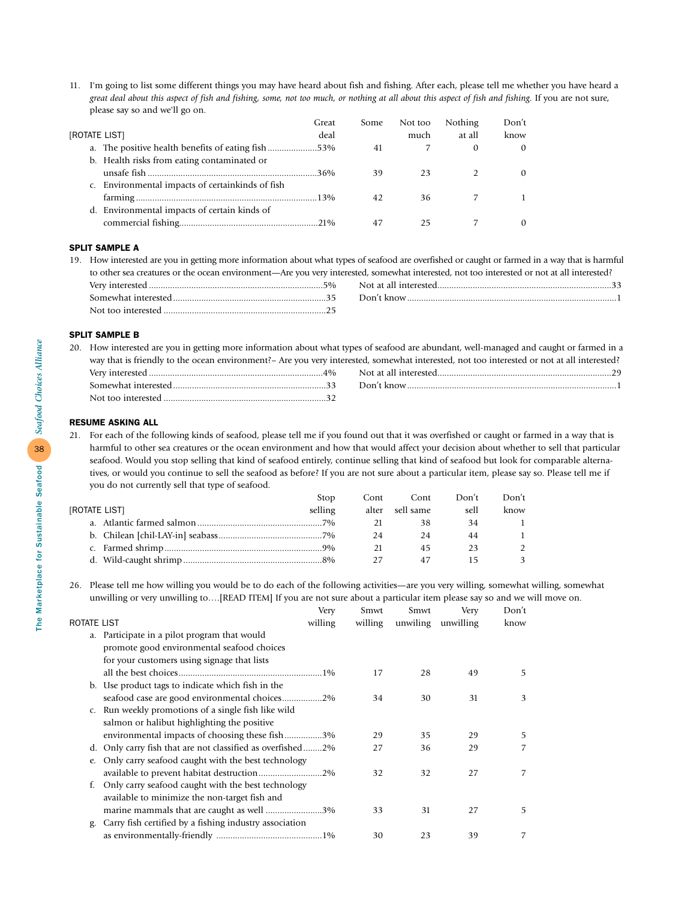11. I'm going to list some different things you may have heard about fish and fishing. After each, please tell me whether you have heard a *great deal about this aspect of fish and fishing, some, not too much, or nothing at all about this aspect of fish and fishing.* If you are not sure, please say so and we'll go on.

| [ROTATE LIST] | Great deal | Some | Not too much | Nothing at all | Don't know |
|---|---|---|---|---|---|
| a. The positive health benefits of eating fish | 53% | 41 | 7 | 0 | 0 |
| b. Health risks from eating contaminated or unsafe fish | 36% | 39 | 23 | 2 | 0 |
| c. Environmental impacts of certainkinds of fish farming | 13% | 42 | 36 | 7 | 1 |
| d. Environmental impacts of certain kinds of commercial fishing | 21% | 47 | 25 | 7 | 0 |

**SPLIT SAMPLE A**

19. How interested are you in getting more information about what types of seafood are overfished or caught or farmed in a way that is harmful to other sea creatures or the ocean environment—Are you very interested, somewhat interested, not too interested or not at all interested?

| | | | |
|---|---|---|---|
| Very interested | 5% | Not at all interested | 33 |
| Somewhat interested | 35 | Don't know | 1 |
| Not too interested | 25 | | |

**SPLIT SAMPLE B**

20. How interested are you in getting more information about what types of seafood are abundant, well-managed and caught or farmed in a way that is friendly to the ocean environment?– Are you very interested, somewhat interested, not too interested or not at all interested?

| | | | |
|---|---|---|---|
| Very interested | 4% | Not at all interested | 29 |
| Somewhat interested | 33 | Don't know | 1 |
| Not too interested | 32 | | |

**RESUME ASKING ALL**

21. For each of the following kinds of seafood, please tell me if you found out that it was overfished or caught or farmed in a way that is harmful to other sea creatures or the ocean environment and how that would affect your decision about whether to sell that particular seafood. Would you stop selling that kind of seafood entirely, continue selling that kind of seafood but look for comparable alternatives, or would you continue to sell the seafood as before? If you are not sure about a particular item, please say so. Please tell me if you do not currently sell that type of seafood.

| [ROTATE LIST] | Stop selling | Cont alter | Cont sell same | Don't sell | Don't know |
|---|---|---|---|---|---|
| a. Atlantic farmed salmon | 7% | 21 | 38 | 34 | 1 |
| b. Chilean [chil-LAY-in] seabass | 7% | 24 | 24 | 44 | 1 |
| c. Farmed shrimp | 9% | 21 | 45 | 23 | 2 |
| d. Wild-caught shrimp | 8% | 27 | 47 | 15 | 3 |

26. Please tell me how willing you would be to do each of the following activities—are you very willing, somewhat willing, somewhat unwilling or very unwilling to….[READ ITEM] If you are not sure about a particular item please say so and we will move on.

| ROTATE LIST | Very willing | Smwt willing | Smwt unwiling | Very unwilling | Don't know |
|---|---|---|---|---|---|
| a. Participate in a pilot program that would promote good environmental seafood choices for your customers using signage that lists all the best choices | 1% | 17 | 28 | 49 | 5 |
| b. Use product tags to indicate which fish in the seafood case are good environmental choices | 2% | 34 | 30 | 31 | 3 |
| c. Run weekly promotions of a single fish like wild salmon or halibut highlighting the positive environmental impacts of choosing these fish | 3% | 29 | 35 | 29 | 5 |
| d. Only carry fish that are not classified as overfished | 2% | 27 | 36 | 29 | 7 |
| e. Only carry seafood caught with the best technology available to prevent habitat destruction | 2% | 32 | 32 | 27 | 7 |
| f. Only carry seafood caught with the best technology available to minimize the non-target fish and marine mammals that are caught as well | 3% | 33 | 31 | 27 | 5 |
| g. Carry fish certified by a fishing industry association as environmentally-friendly | 1% | 30 | 23 | 39 | 7 |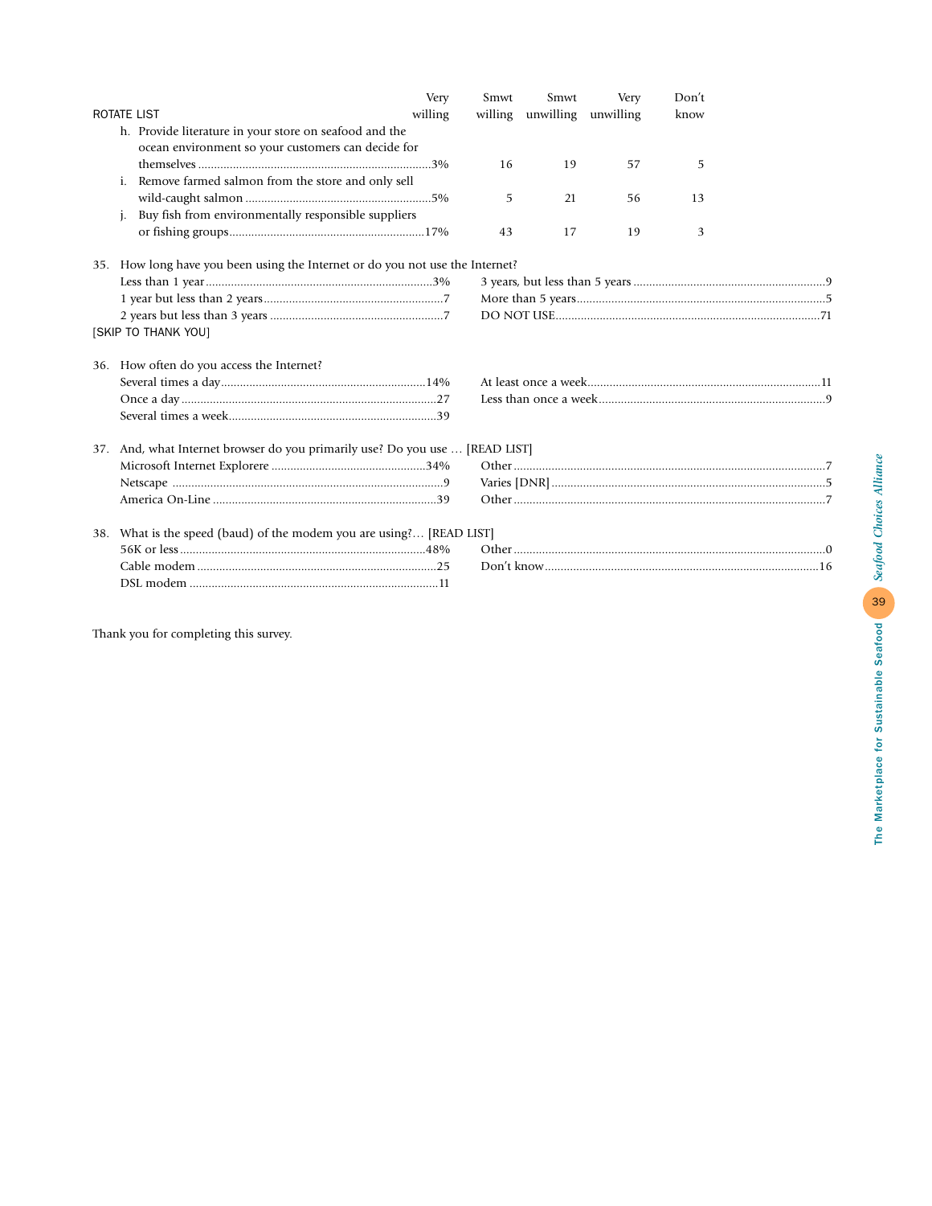| ROTATE LIST | Very willing | Smwt willing | Smwt unwilling | Very unwilling | Don't know |
|---|---|---|---|---|---|
| h. Provide literature in your store on seafood and the ocean environment so your customers can decide for themselves | 3% | 16 | 19 | 57 | 5 |
| i. Remove farmed salmon from the store and only sell wild-caught salmon | 5% | 5 | 21 | 56 | 13 |
| j. Buy fish from environmentally responsible suppliers or fishing groups | 17% | 43 | 17 | 19 | 3 |

35. How long have you been using the Internet or do you not use the Internet?

| | |
|---|---|
| Less than 1 year | 3% |
| 1 year but less than 2 years | 7 |
| 2 years but less than 3 years | 7 |
| 3 years, but less than 5 years | 9 |
| More than 5 years | 5 |
| DO NOT USE | 71 |

[SKIP TO THANK YOU]

36. How often do you access the Internet?

| | |
|---|---|
| Several times a day | 14% |
| Once a day | 27 |
| Several times a week | 39 |
| At least once a week | 11 |
| Less than once a week | 9 |

37. And, what Internet browser do you primarily use? Do you use … [READ LIST]

| | |
|---|---|
| Microsoft Internet Explorere | 34% |
| Netscape | 9 |
| America On-Line | 39 |
| Other | 7 |
| Varies [DNR] | 5 |
| Other | 7 |

38. What is the speed (baud) of the modem you are using?… [READ LIST]

| | |
|---|---|
| 56K or less | 48% |
| Cable modem | 25 |
| DSL modem | 11 |
| Other | 0 |
| Don't know | 16 |

Thank you for completing this survey.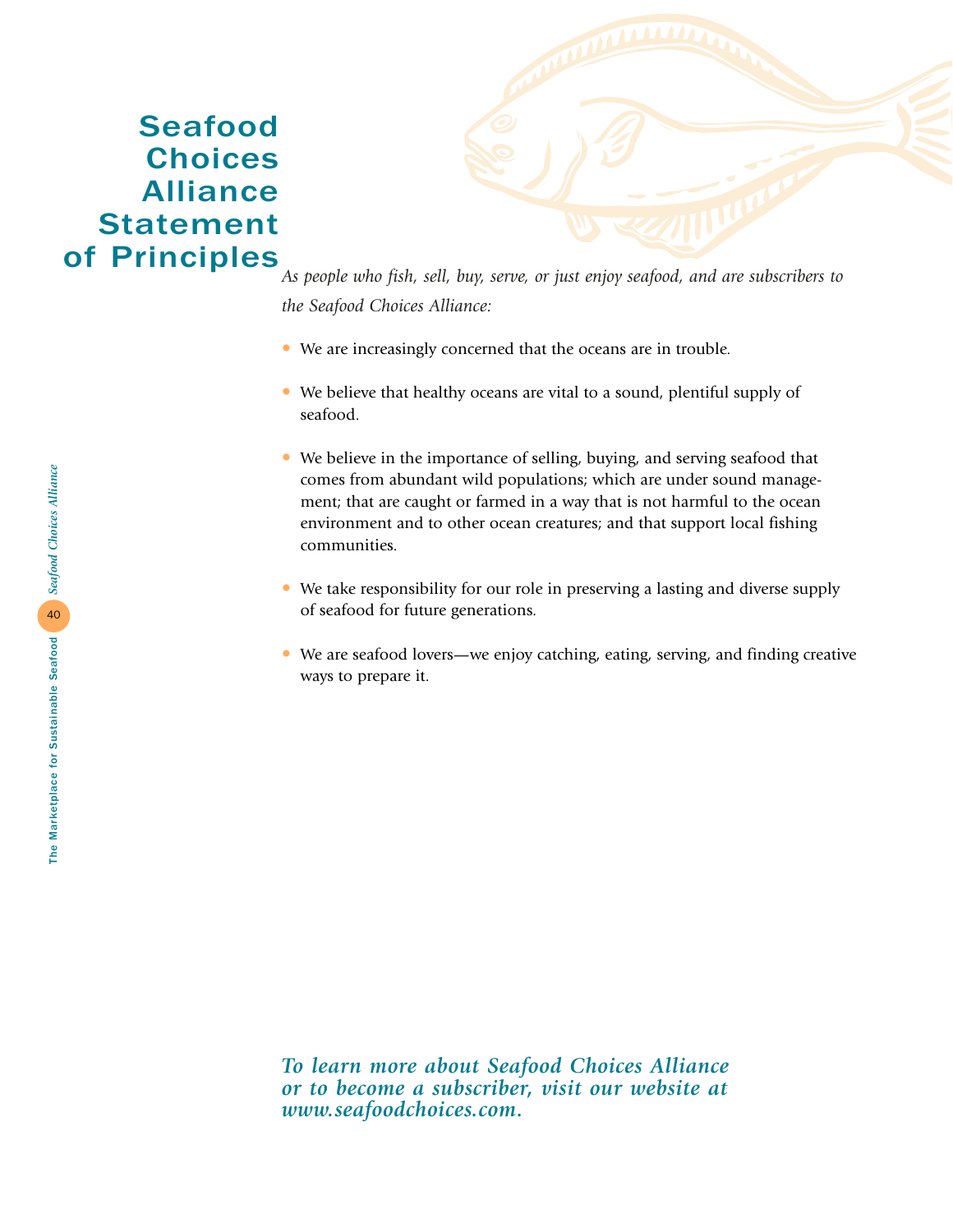# Seafood Choices Alliance Statement of Principles

*As people who fish, sell, buy, serve, or just enjoy seafood, and are subscribers to the Seafood Choices Alliance:*

- We are increasingly concerned that the oceans are in trouble.
- We believe that healthy oceans are vital to a sound, plentiful supply of seafood.
- We believe in the importance of selling, buying, and serving seafood that comes from abundant wild populations; which are under sound management; that are caught or farmed in a way that is not harmful to the ocean environment and to other ocean creatures; and that support local fishing communities.
- We take responsibility for our role in preserving a lasting and diverse supply of seafood for future generations.
- We are seafood lovers—we enjoy catching, eating, serving, and finding creative ways to prepare it.

***To learn more about Seafood Choices Alliance or to become a subscriber, visit our website at www.seafoodchoices.com.***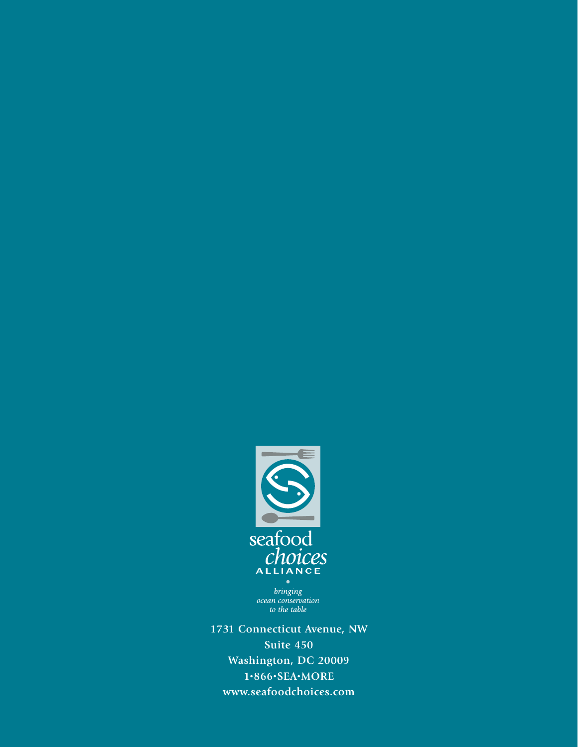seafood
*choices*
ALLIANCE

*bringing ocean conservation to the table*

**1731 Connecticut Avenue, NW**
**Suite 450**
**Washington, DC 20009**
**1•866•SEA•MORE**
**www.seafoodchoices.com**